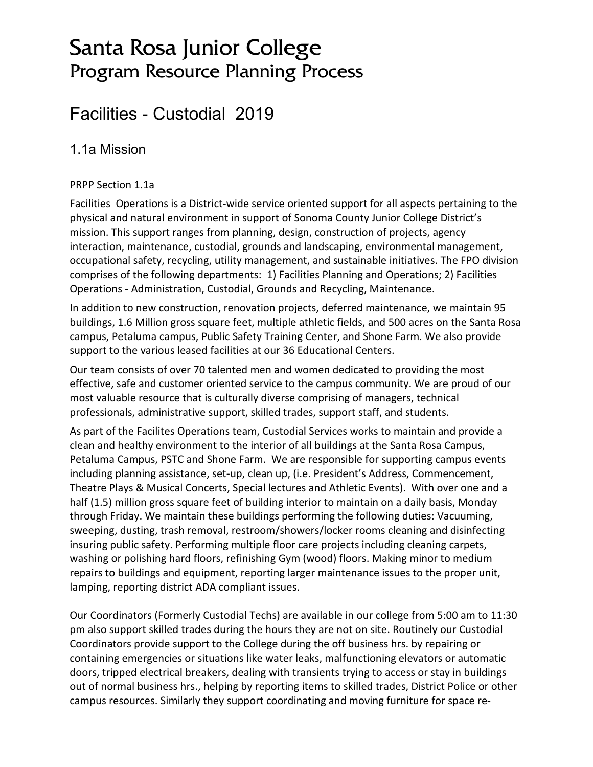# Santa Rosa Junior College
## Program Resource Planning Process

## Facilities - Custodial 2019

### 1.1a Mission

PRPP Section 1.1a

Facilities Operations is a District-wide service oriented support for all aspects pertaining to the physical and natural environment in support of Sonoma County Junior College District's mission. This support ranges from planning, design, construction of projects, agency interaction, maintenance, custodial, grounds and landscaping, environmental management, occupational safety, recycling, utility management, and sustainable initiatives. The FPO division comprises of the following departments: 1) Facilities Planning and Operations; 2) Facilities Operations - Administration, Custodial, Grounds and Recycling, Maintenance.

In addition to new construction, renovation projects, deferred maintenance, we maintain 95 buildings, 1.6 Million gross square feet, multiple athletic fields, and 500 acres on the Santa Rosa campus, Petaluma campus, Public Safety Training Center, and Shone Farm. We also provide support to the various leased facilities at our 36 Educational Centers.

Our team consists of over 70 talented men and women dedicated to providing the most effective, safe and customer oriented service to the campus community. We are proud of our most valuable resource that is culturally diverse comprising of managers, technical professionals, administrative support, skilled trades, support staff, and students.

As part of the Facilites Operations team, Custodial Services works to maintain and provide a clean and healthy environment to the interior of all buildings at the Santa Rosa Campus, Petaluma Campus, PSTC and Shone Farm. We are responsible for supporting campus events including planning assistance, set-up, clean up, (i.e. President's Address, Commencement, Theatre Plays & Musical Concerts, Special lectures and Athletic Events). With over one and a half (1.5) million gross square feet of building interior to maintain on a daily basis, Monday through Friday. We maintain these buildings performing the following duties: Vacuuming, sweeping, dusting, trash removal, restroom/showers/locker rooms cleaning and disinfecting insuring public safety. Performing multiple floor care projects including cleaning carpets, washing or polishing hard floors, refinishing Gym (wood) floors. Making minor to medium repairs to buildings and equipment, reporting larger maintenance issues to the proper unit, lamping, reporting district ADA compliant issues.

Our Coordinators (Formerly Custodial Techs) are available in our college from 5:00 am to 11:30 pm also support skilled trades during the hours they are not on site. Routinely our Custodial Coordinators provide support to the College during the off business hrs. by repairing or containing emergencies or situations like water leaks, malfunctioning elevators or automatic doors, tripped electrical breakers, dealing with transients trying to access or stay in buildings out of normal business hrs., helping by reporting items to skilled trades, District Police or other campus resources. Similarly they support coordinating and moving furniture for space re-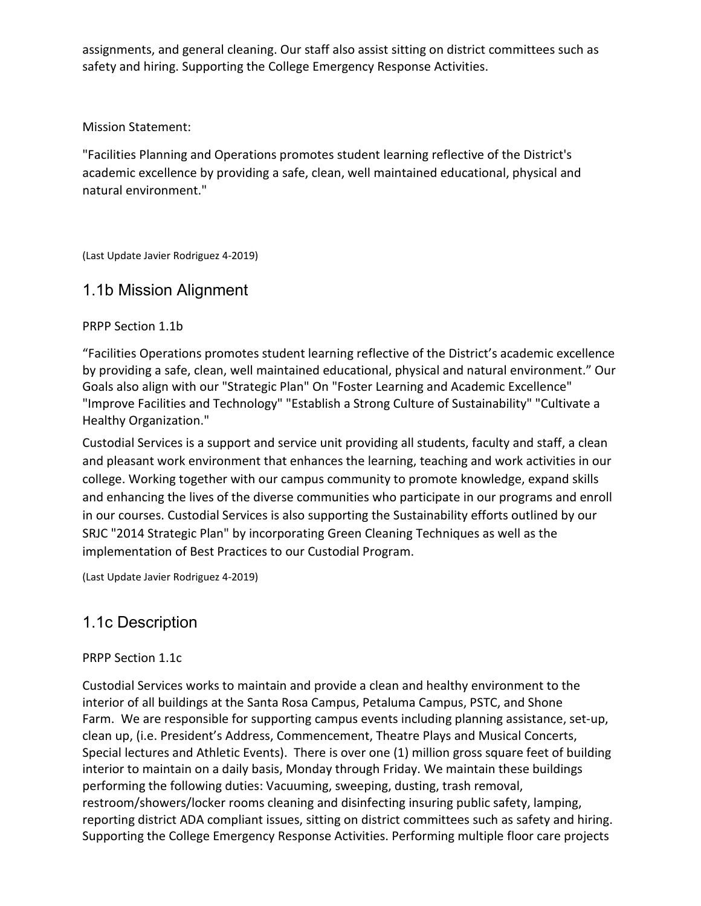assignments, and general cleaning. Our staff also assist sitting on district committees such as safety and hiring. Supporting the College Emergency Response Activities.

Mission Statement:

"Facilities Planning and Operations promotes student learning reflective of the District's academic excellence by providing a safe, clean, well maintained educational, physical and natural environment."

(Last Update Javier Rodriguez 4-2019)

## 1.1b Mission Alignment

PRPP Section 1.1b

“Facilities Operations promotes student learning reflective of the District’s academic excellence by providing a safe, clean, well maintained educational, physical and natural environment.” Our Goals also align with our "Strategic Plan" On "Foster Learning and Academic Excellence" "Improve Facilities and Technology" "Establish a Strong Culture of Sustainability" "Cultivate a Healthy Organization."

Custodial Services is a support and service unit providing all students, faculty and staff, a clean and pleasant work environment that enhances the learning, teaching and work activities in our college. Working together with our campus community to promote knowledge, expand skills and enhancing the lives of the diverse communities who participate in our programs and enroll in our courses. Custodial Services is also supporting the Sustainability efforts outlined by our SRJC "2014 Strategic Plan" by incorporating Green Cleaning Techniques as well as the implementation of Best Practices to our Custodial Program.

(Last Update Javier Rodriguez 4-2019)

## 1.1c Description

PRPP Section 1.1c

Custodial Services works to maintain and provide a clean and healthy environment to the interior of all buildings at the Santa Rosa Campus, Petaluma Campus, PSTC, and Shone Farm. We are responsible for supporting campus events including planning assistance, set-up, clean up, (i.e. President’s Address, Commencement, Theatre Plays and Musical Concerts, Special lectures and Athletic Events). There is over one (1) million gross square feet of building interior to maintain on a daily basis, Monday through Friday. We maintain these buildings performing the following duties: Vacuuming, sweeping, dusting, trash removal, restroom/showers/locker rooms cleaning and disinfecting insuring public safety, lamping, reporting district ADA compliant issues, sitting on district committees such as safety and hiring. Supporting the College Emergency Response Activities. Performing multiple floor care projects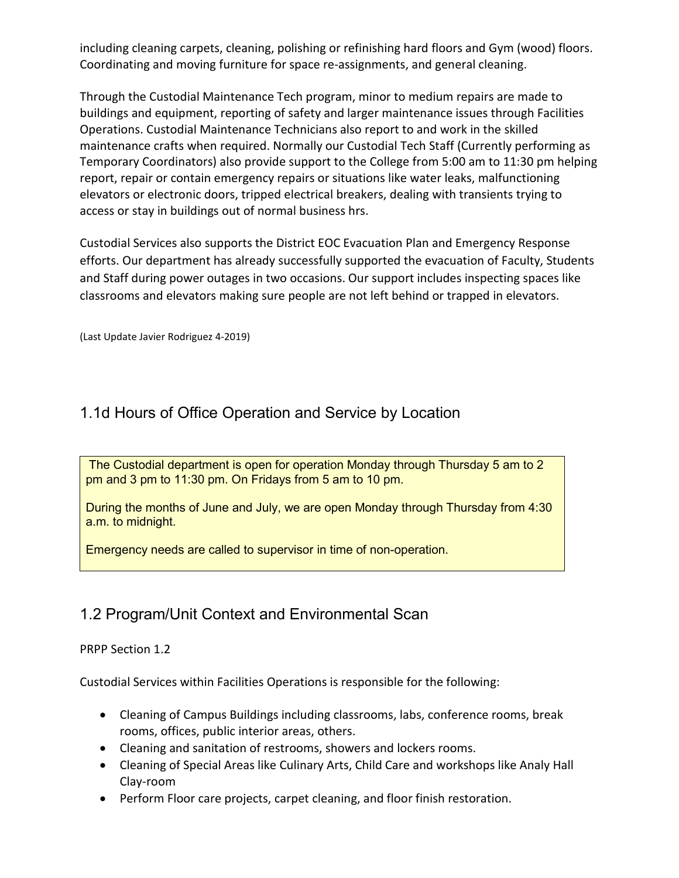including cleaning carpets, cleaning, polishing or refinishing hard floors and Gym (wood) floors. Coordinating and moving furniture for space re-assignments, and general cleaning.

Through the Custodial Maintenance Tech program, minor to medium repairs are made to buildings and equipment, reporting of safety and larger maintenance issues through Facilities Operations. Custodial Maintenance Technicians also report to and work in the skilled maintenance crafts when required. Normally our Custodial Tech Staff (Currently performing as Temporary Coordinators) also provide support to the College from 5:00 am to 11:30 pm helping report, repair or contain emergency repairs or situations like water leaks, malfunctioning elevators or electronic doors, tripped electrical breakers, dealing with transients trying to access or stay in buildings out of normal business hrs.

Custodial Services also supports the District EOC Evacuation Plan and Emergency Response efforts. Our department has already successfully supported the evacuation of Faculty, Students and Staff during power outages in two occasions. Our support includes inspecting spaces like classrooms and elevators making sure people are not left behind or trapped in elevators.

(Last Update Javier Rodriguez 4-2019)

## 1.1d Hours of Office Operation and Service by Location

The Custodial department is open for operation Monday through Thursday 5 am to 2 pm and 3 pm to 11:30 pm. On Fridays from 5 am to 10 pm.

During the months of June and July, we are open Monday through Thursday from 4:30 a.m. to midnight.

Emergency needs are called to supervisor in time of non-operation.

## 1.2 Program/Unit Context and Environmental Scan

PRPP Section 1.2

Custodial Services within Facilities Operations is responsible for the following:

- Cleaning of Campus Buildings including classrooms, labs, conference rooms, break rooms, offices, public interior areas, others.
- Cleaning and sanitation of restrooms, showers and lockers rooms.
- Cleaning of Special Areas like Culinary Arts, Child Care and workshops like Analy Hall Clay-room
- Perform Floor care projects, carpet cleaning, and floor finish restoration.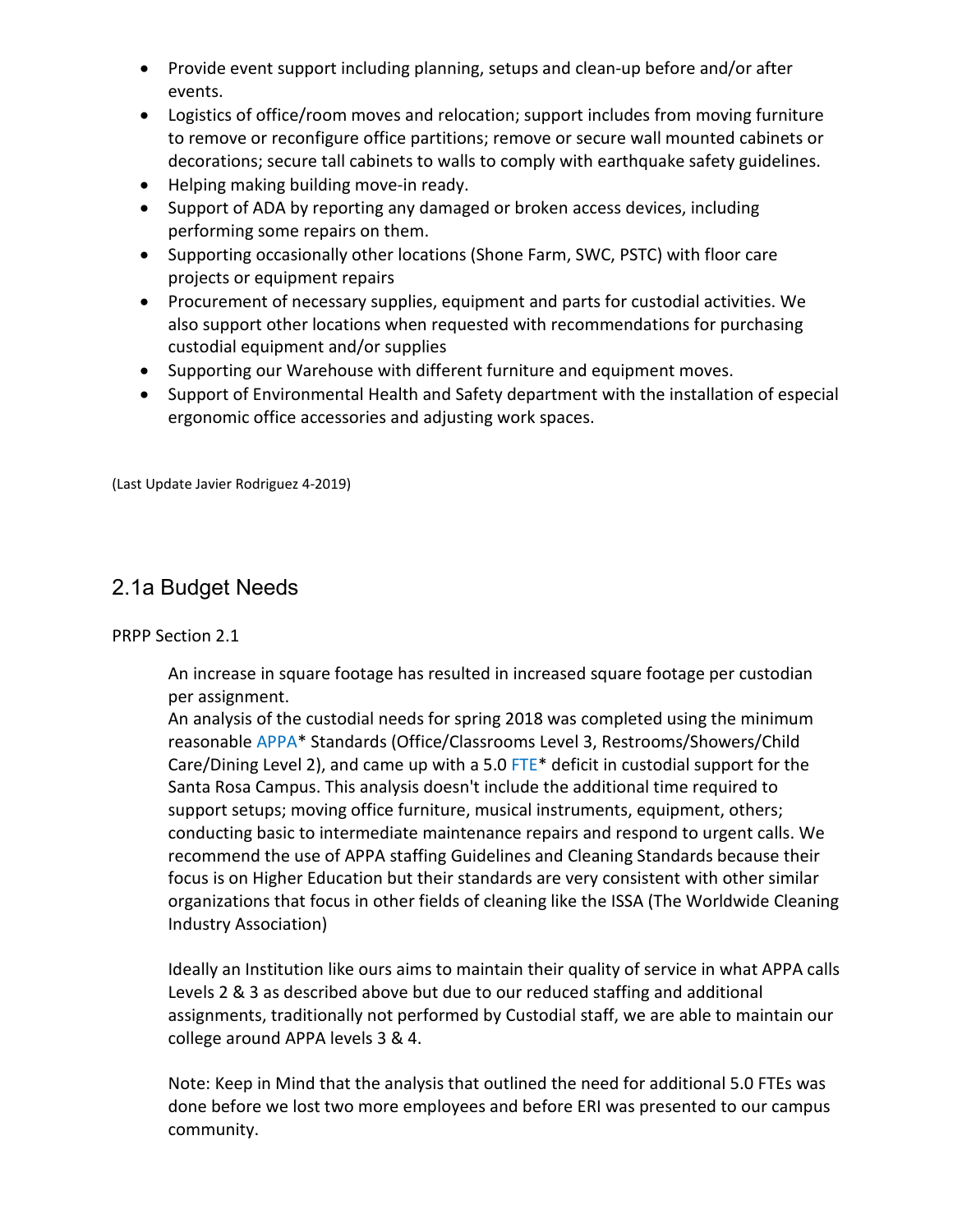- Provide event support including planning, setups and clean-up before and/or after events.
- Logistics of office/room moves and relocation; support includes from moving furniture to remove or reconfigure office partitions; remove or secure wall mounted cabinets or decorations; secure tall cabinets to walls to comply with earthquake safety guidelines.
- Helping making building move-in ready.
- Support of ADA by reporting any damaged or broken access devices, including performing some repairs on them.
- Supporting occasionally other locations (Shone Farm, SWC, PSTC) with floor care projects or equipment repairs
- Procurement of necessary supplies, equipment and parts for custodial activities. We also support other locations when requested with recommendations for purchasing custodial equipment and/or supplies
- Supporting our Warehouse with different furniture and equipment moves.
- Support of Environmental Health and Safety department with the installation of especial ergonomic office accessories and adjusting work spaces.

(Last Update Javier Rodriguez 4-2019)

## 2.1a Budget Needs

PRPP Section 2.1

An increase in square footage has resulted in increased square footage per custodian per assignment.
An analysis of the custodial needs for spring 2018 was completed using the minimum reasonable APPA* Standards (Office/Classrooms Level 3, Restrooms/Showers/Child Care/Dining Level 2), and came up with a 5.0 FTE* deficit in custodial support for the Santa Rosa Campus. This analysis doesn't include the additional time required to support setups; moving office furniture, musical instruments, equipment, others; conducting basic to intermediate maintenance repairs and respond to urgent calls. We recommend the use of APPA staffing Guidelines and Cleaning Standards because their focus is on Higher Education but their standards are very consistent with other similar organizations that focus in other fields of cleaning like the ISSA (The Worldwide Cleaning Industry Association)

Ideally an Institution like ours aims to maintain their quality of service in what APPA calls Levels 2 & 3 as described above but due to our reduced staffing and additional assignments, traditionally not performed by Custodial staff, we are able to maintain our college around APPA levels 3 & 4.

Note: Keep in Mind that the analysis that outlined the need for additional 5.0 FTEs was done before we lost two more employees and before ERI was presented to our campus community.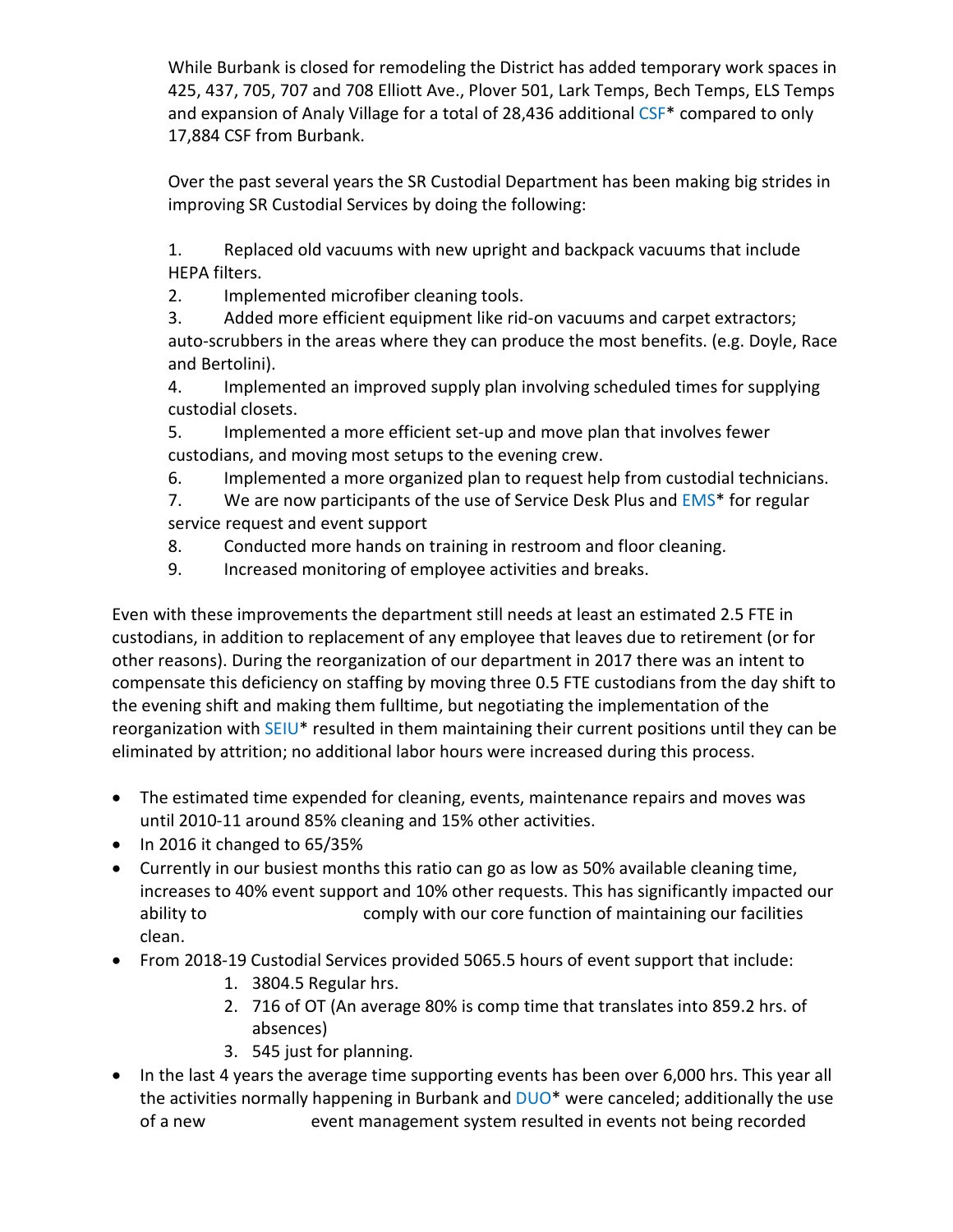While Burbank is closed for remodeling the District has added temporary work spaces in 425, 437, 705, 707 and 708 Elliott Ave., Plover 501, Lark Temps, Bech Temps, ELS Temps and expansion of Analy Village for a total of 28,436 additional CSF* compared to only 17,884 CSF from Burbank.

Over the past several years the SR Custodial Department has been making big strides in improving SR Custodial Services by doing the following:

1. Replaced old vacuums with new upright and backpack vacuums that include HEPA filters.
2. Implemented microfiber cleaning tools.
3. Added more efficient equipment like rid-on vacuums and carpet extractors; auto-scrubbers in the areas where they can produce the most benefits. (e.g. Doyle, Race and Bertolini).
4. Implemented an improved supply plan involving scheduled times for supplying custodial closets.
5. Implemented a more efficient set-up and move plan that involves fewer custodians, and moving most setups to the evening crew.
6. Implemented a more organized plan to request help from custodial technicians.
7. We are now participants of the use of Service Desk Plus and EMS* for regular service request and event support
8. Conducted more hands on training in restroom and floor cleaning.
9. Increased monitoring of employee activities and breaks.

Even with these improvements the department still needs at least an estimated 2.5 FTE in custodians, in addition to replacement of any employee that leaves due to retirement (or for other reasons). During the reorganization of our department in 2017 there was an intent to compensate this deficiency on staffing by moving three 0.5 FTE custodians from the day shift to the evening shift and making them fulltime, but negotiating the implementation of the reorganization with SEIU* resulted in them maintaining their current positions until they can be eliminated by attrition; no additional labor hours were increased during this process.

- The estimated time expended for cleaning, events, maintenance repairs and moves was until 2010-11 around 85% cleaning and 15% other activities.
- In 2016 it changed to 65/35%
- Currently in our busiest months this ratio can go as low as 50% available cleaning time, increases to 40% event support and 10% other requests. This has significantly impacted our ability to comply with our core function of maintaining our facilities clean.
- From 2018-19 Custodial Services provided 5065.5 hours of event support that include:
    1. 3804.5 Regular hrs.
    2. 716 of OT (An average 80% is comp time that translates into 859.2 hrs. of absences)
    3. 545 just for planning.
- In the last 4 years the average time supporting events has been over 6,000 hrs. This year all the activities normally happening in Burbank and DUO* were canceled; additionally the use of a new event management system resulted in events not being recorded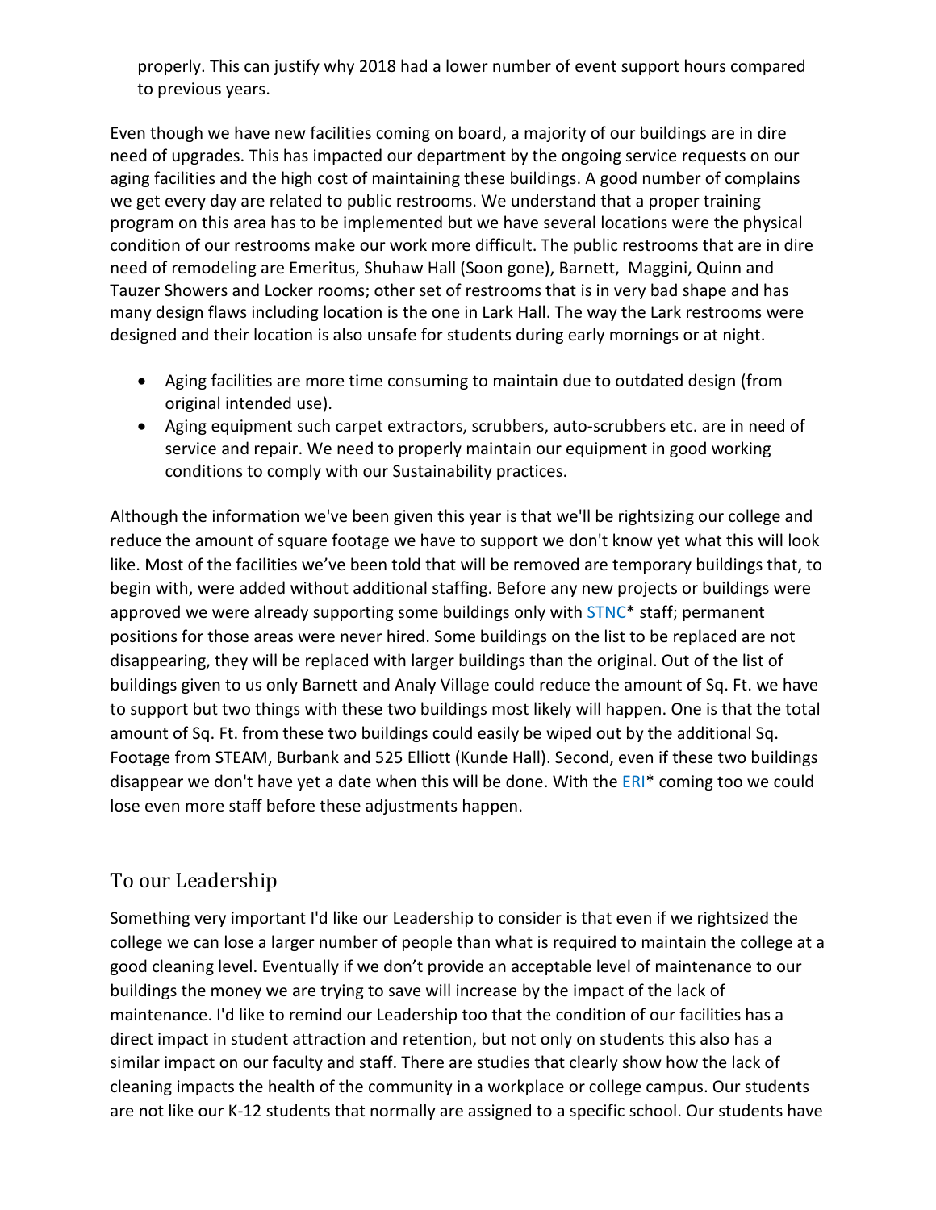properly. This can justify why 2018 had a lower number of event support hours compared to previous years.

Even though we have new facilities coming on board, a majority of our buildings are in dire need of upgrades. This has impacted our department by the ongoing service requests on our aging facilities and the high cost of maintaining these buildings. A good number of complains we get every day are related to public restrooms. We understand that a proper training program on this area has to be implemented but we have several locations were the physical condition of our restrooms make our work more difficult. The public restrooms that are in dire need of remodeling are Emeritus, Shuhaw Hall (Soon gone), Barnett, Maggini, Quinn and Tauzer Showers and Locker rooms; other set of restrooms that is in very bad shape and has many design flaws including location is the one in Lark Hall. The way the Lark restrooms were designed and their location is also unsafe for students during early mornings or at night.

- Aging facilities are more time consuming to maintain due to outdated design (from original intended use).
- Aging equipment such carpet extractors, scrubbers, auto-scrubbers etc. are in need of service and repair. We need to properly maintain our equipment in good working conditions to comply with our Sustainability practices.

Although the information we've been given this year is that we'll be rightsizing our college and reduce the amount of square footage we have to support we don't know yet what this will look like. Most of the facilities we've been told that will be removed are temporary buildings that, to begin with, were added without additional staffing. Before any new projects or buildings were approved we were already supporting some buildings only with STNC* staff; permanent positions for those areas were never hired. Some buildings on the list to be replaced are not disappearing, they will be replaced with larger buildings than the original. Out of the list of buildings given to us only Barnett and Analy Village could reduce the amount of Sq. Ft. we have to support but two things with these two buildings most likely will happen. One is that the total amount of Sq. Ft. from these two buildings could easily be wiped out by the additional Sq. Footage from STEAM, Burbank and 525 Elliott (Kunde Hall). Second, even if these two buildings disappear we don't have yet a date when this will be done. With the ERI* coming too we could lose even more staff before these adjustments happen.

## To our Leadership

Something very important I'd like our Leadership to consider is that even if we rightsized the college we can lose a larger number of people than what is required to maintain the college at a good cleaning level. Eventually if we don't provide an acceptable level of maintenance to our buildings the money we are trying to save will increase by the impact of the lack of maintenance. I'd like to remind our Leadership too that the condition of our facilities has a direct impact in student attraction and retention, but not only on students this also has a similar impact on our faculty and staff. There are studies that clearly show how the lack of cleaning impacts the health of the community in a workplace or college campus. Our students are not like our K-12 students that normally are assigned to a specific school. Our students have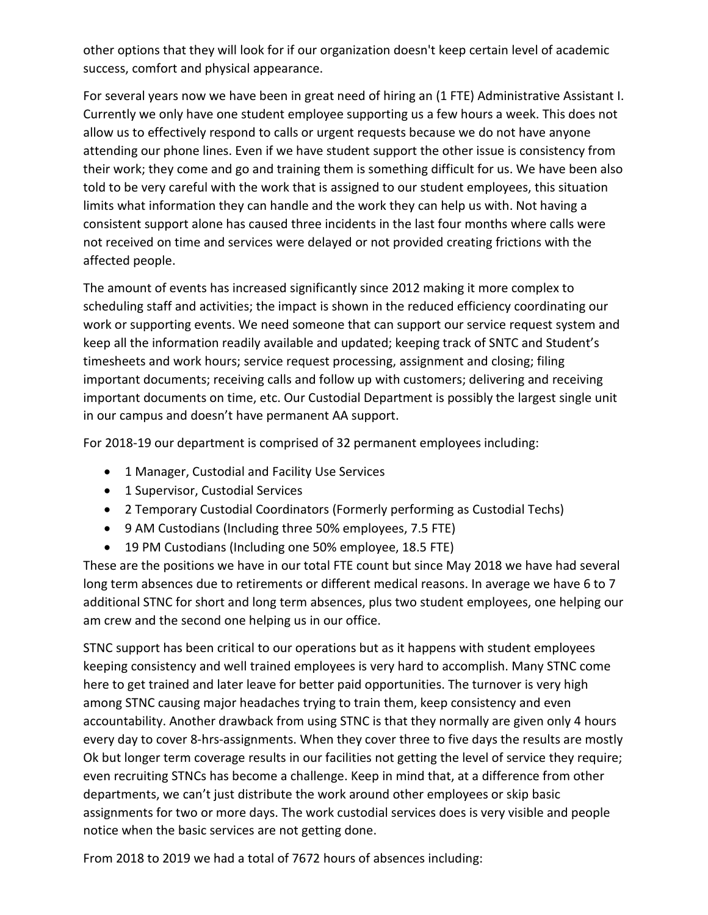other options that they will look for if our organization doesn't keep certain level of academic success, comfort and physical appearance.

For several years now we have been in great need of hiring an (1 FTE) Administrative Assistant I. Currently we only have one student employee supporting us a few hours a week. This does not allow us to effectively respond to calls or urgent requests because we do not have anyone attending our phone lines. Even if we have student support the other issue is consistency from their work; they come and go and training them is something difficult for us. We have been also told to be very careful with the work that is assigned to our student employees, this situation limits what information they can handle and the work they can help us with. Not having a consistent support alone has caused three incidents in the last four months where calls were not received on time and services were delayed or not provided creating frictions with the affected people.

The amount of events has increased significantly since 2012 making it more complex to scheduling staff and activities; the impact is shown in the reduced efficiency coordinating our work or supporting events. We need someone that can support our service request system and keep all the information readily available and updated; keeping track of SNTC and Student's timesheets and work hours; service request processing, assignment and closing; filing important documents; receiving calls and follow up with customers; delivering and receiving important documents on time, etc. Our Custodial Department is possibly the largest single unit in our campus and doesn't have permanent AA support.

For 2018-19 our department is comprised of 32 permanent employees including:

- 1 Manager, Custodial and Facility Use Services
- 1 Supervisor, Custodial Services
- 2 Temporary Custodial Coordinators (Formerly performing as Custodial Techs)
- 9 AM Custodians (Including three 50% employees, 7.5 FTE)
- 19 PM Custodians (Including one 50% employee, 18.5 FTE)

These are the positions we have in our total FTE count but since May 2018 we have had several long term absences due to retirements or different medical reasons. In average we have 6 to 7 additional STNC for short and long term absences, plus two student employees, one helping our am crew and the second one helping us in our office.

STNC support has been critical to our operations but as it happens with student employees keeping consistency and well trained employees is very hard to accomplish. Many STNC come here to get trained and later leave for better paid opportunities. The turnover is very high among STNC causing major headaches trying to train them, keep consistency and even accountability. Another drawback from using STNC is that they normally are given only 4 hours every day to cover 8-hrs-assignments. When they cover three to five days the results are mostly Ok but longer term coverage results in our facilities not getting the level of service they require; even recruiting STNCs has become a challenge. Keep in mind that, at a difference from other departments, we can't just distribute the work around other employees or skip basic assignments for two or more days. The work custodial services does is very visible and people notice when the basic services are not getting done.

From 2018 to 2019 we had a total of 7672 hours of absences including: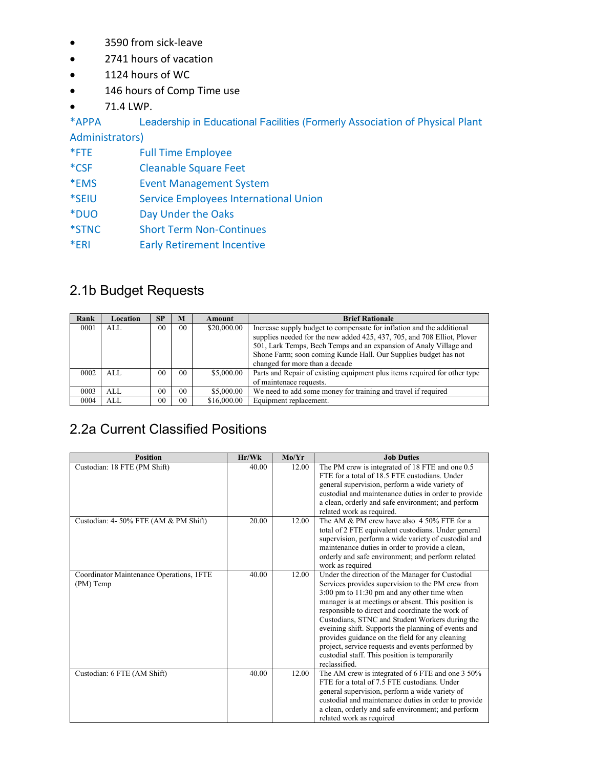- 3590 from sick-leave
- 2741 hours of vacation
- 1124 hours of WC
- 146 hours of Comp Time use
- 71.4 LWP.

*APPA Leadership in Educational Facilities (Formerly Association of Physical Plant Administrators)
*FTE Full Time Employee
*CSF Cleanable Square Feet
*EMS Event Management System
*SEIU Service Employees International Union
*DUO Day Under the Oaks
*STNC Short Term Non-Continues
*ERI Early Retirement Incentive

## 2.1b Budget Requests

| Rank | Location | SP | M | Amount | Brief Rationale |
|---|---|---|---|---|---|
| 0001 | ALL | 00 | 00 | $20,000.00 | Increase supply budget to compensate for inflation and the additional supplies needed for the new added 425, 437, 705, and 708 Elliot, Plover 501, Lark Temps, Bech Temps and an expansion of Analy Village and Shone Farm; soon coming Kunde Hall. Our Supplies budget has not changed for more than a decade |
| 0002 | ALL | 00 | 00 | $5,000.00 | Parts and Repair of existing equipment plus items required for other type of maintenace requests. |
| 0003 | ALL | 00 | 00 | $5,000.00 | We need to add some money for training and travel if required |
| 0004 | ALL | 00 | 00 | $16,000.00 | Equipment replacement. |

## 2.2a Current Classified Positions

| Position | Hr/Wk | Mo/Yr | Job Duties |
|---|---|---|---|
| Custodian: 18 FTE (PM Shift) | 40.00 | 12.00 | The PM crew is integrated of 18 FTE and one 0.5 FTE for a total of 18.5 FTE custodians. Under general supervision, perform a wide variety of custodial and maintenance duties in order to provide a clean, orderly and safe environment; and perform related work as required. |
| Custodian: 4- 50% FTE (AM & PM Shift) | 20.00 | 12.00 | The AM & PM crew have also 4 50% FTE for a total of 2 FTE equivalent custodians. Under general supervision, perform a wide variety of custodial and maintenance duties in order to provide a clean, orderly and safe environment; and perform related work as required |
| Coordinator Maintenance Operations, 1FTE (PM) Temp | 40.00 | 12.00 | Under the direction of the Manager for Custodial Services provides supervision to the PM crew from 3:00 pm to 11:30 pm and any other time when manager is at meetings or absent. This position is responsible to direct and coordinate the work of Custodians, STNC and Student Workers during the eveining shift. Supports the planning of events and provides guidance on the field for any cleaning project, service requests and events performed by custodial staff. This position is temporarily reclassified. |
| Custodian: 6 FTE (AM Shift) | 40.00 | 12.00 | The AM crew is integrated of 6 FTE and one 3 50% FTE for a total of 7.5 FTE custodians. Under general supervision, perform a wide variety of custodial and maintenance duties in order to provide a clean, orderly and safe environment; and perform related work as required |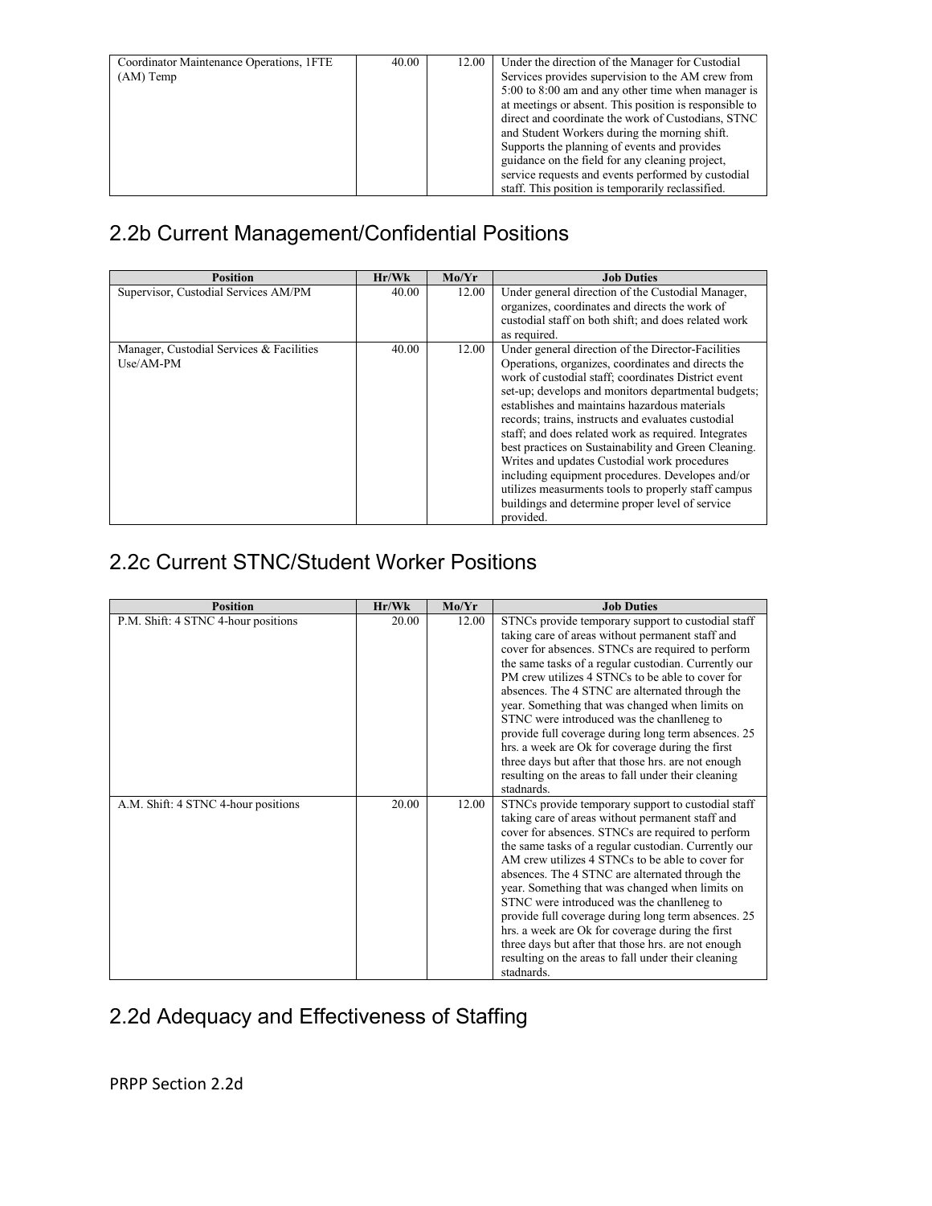| Coordinator Maintenance Operations, 1FTE (AM) Temp | 40.00 | 12.00 | Under the direction of the Manager for Custodial Services provides supervision to the AM crew from 5:00 to 8:00 am and any other time when manager is at meetings or absent. This position is responsible to direct and coordinate the work of Custodians, STNC and Student Workers during the morning shift. Supports the planning of events and provides guidance on the field for any cleaning project, service requests and events performed by custodial staff. This position is temporarily reclassified. |
|---|---|---|---|

## 2.2b Current Management/Confidential Positions

| Position | Hr/Wk | Mo/Yr | Job Duties |
|---|---|---|---|
| Supervisor, Custodial Services AM/PM | 40.00 | 12.00 | Under general direction of the Custodial Manager, organizes, coordinates and directs the work of custodial staff on both shift; and does related work as required. |
| Manager, Custodial Services & Facilities Use/AM-PM | 40.00 | 12.00 | Under general direction of the Director-Facilities Operations, organizes, coordinates and directs the work of custodial staff; coordinates District event set-up; develops and monitors departmental budgets; establishes and maintains hazardous materials records; trains, instructs and evaluates custodial staff; and does related work as required. Integrates best practices on Sustainability and Green Cleaning. Writes and updates Custodial work procedures including equipment procedures. Developes and/or utilizes measurments tools to properly staff campus buildings and determine proper level of service provided. |

## 2.2c Current STNC/Student Worker Positions

| Position | Hr/Wk | Mo/Yr | Job Duties |
|---|---|---|---|
| P.M. Shift: 4 STNC 4-hour positions | 20.00 | 12.00 | STNCs provide temporary support to custodial staff taking care of areas without permanent staff and cover for absences. STNCs are required to perform the same tasks of a regular custodian. Currently our PM crew utilizes 4 STNCs to be able to cover for absences. The 4 STNC are alternated through the year. Something that was changed when limits on STNC were introduced was the chanlleneg to provide full coverage during long term absences. 25 hrs. a week are Ok for coverage during the first three days but after that those hrs. are not enough resulting on the areas to fall under their cleaning stadnards. |
| A.M. Shift: 4 STNC 4-hour positions | 20.00 | 12.00 | STNCs provide temporary support to custodial staff taking care of areas without permanent staff and cover for absences. STNCs are required to perform the same tasks of a regular custodian. Currently our AM crew utilizes 4 STNCs to be able to cover for absences. The 4 STNC are alternated through the year. Something that was changed when limits on STNC were introduced was the chanlleneg to provide full coverage during long term absences. 25 hrs. a week are Ok for coverage during the first three days but after that those hrs. are not enough resulting on the areas to fall under their cleaning stadnards. |

## 2.2d Adequacy and Effectiveness of Staffing

PRPP Section 2.2d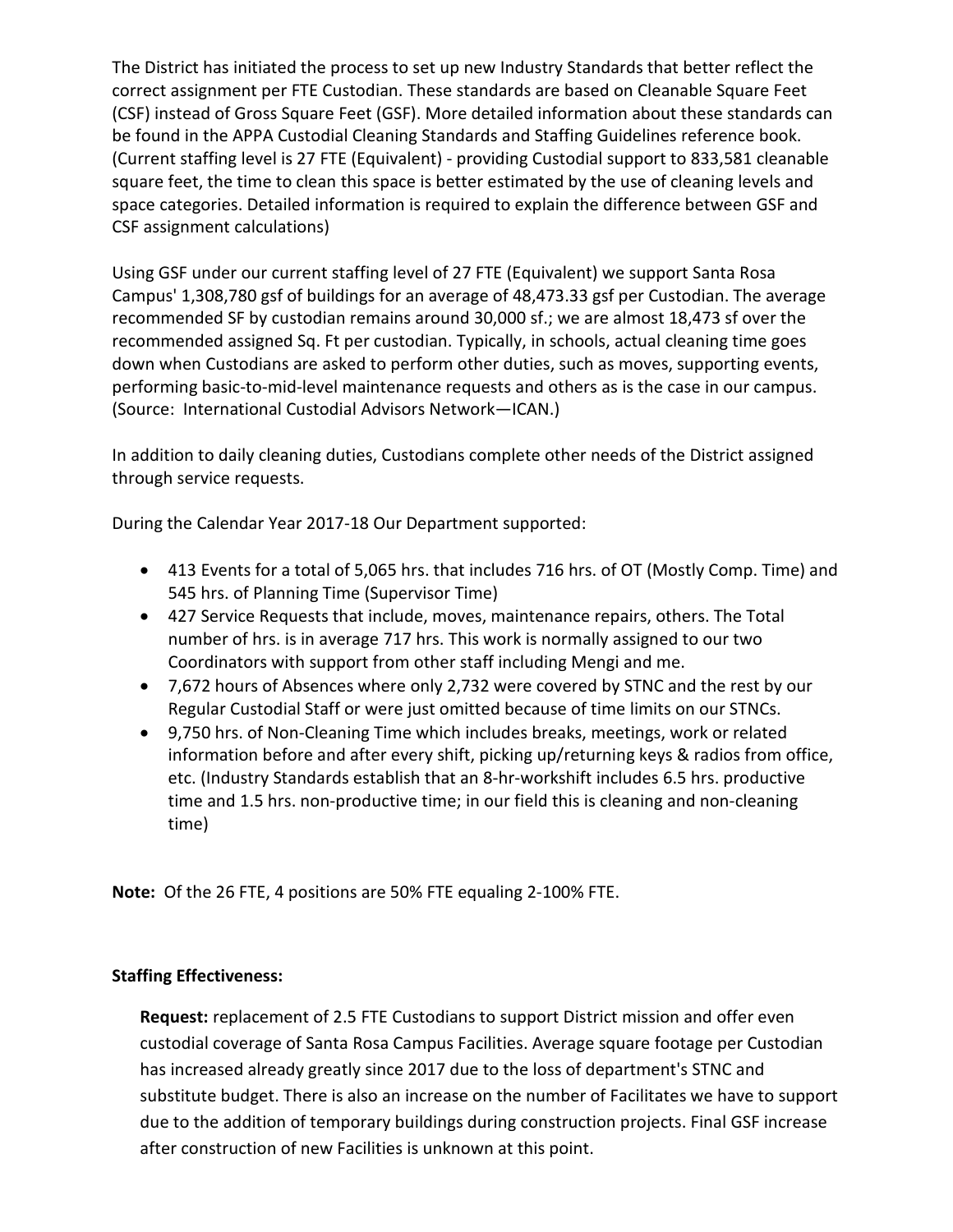The District has initiated the process to set up new Industry Standards that better reflect the correct assignment per FTE Custodian. These standards are based on Cleanable Square Feet (CSF) instead of Gross Square Feet (GSF). More detailed information about these standards can be found in the APPA Custodial Cleaning Standards and Staffing Guidelines reference book. (Current staffing level is 27 FTE (Equivalent) - providing Custodial support to 833,581 cleanable square feet, the time to clean this space is better estimated by the use of cleaning levels and space categories. Detailed information is required to explain the difference between GSF and CSF assignment calculations)

Using GSF under our current staffing level of 27 FTE (Equivalent) we support Santa Rosa Campus' 1,308,780 gsf of buildings for an average of 48,473.33 gsf per Custodian. The average recommended SF by custodian remains around 30,000 sf.; we are almost 18,473 sf over the recommended assigned Sq. Ft per custodian. Typically, in schools, actual cleaning time goes down when Custodians are asked to perform other duties, such as moves, supporting events, performing basic-to-mid-level maintenance requests and others as is the case in our campus. (Source: International Custodial Advisors Network—ICAN.)

In addition to daily cleaning duties, Custodians complete other needs of the District assigned through service requests.

During the Calendar Year 2017-18 Our Department supported:

- 413 Events for a total of 5,065 hrs. that includes 716 hrs. of OT (Mostly Comp. Time) and 545 hrs. of Planning Time (Supervisor Time)
- 427 Service Requests that include, moves, maintenance repairs, others. The Total number of hrs. is in average 717 hrs. This work is normally assigned to our two Coordinators with support from other staff including Mengi and me.
- 7,672 hours of Absences where only 2,732 were covered by STNC and the rest by our Regular Custodial Staff or were just omitted because of time limits on our STNCs.
- 9,750 hrs. of Non-Cleaning Time which includes breaks, meetings, work or related information before and after every shift, picking up/returning keys & radios from office, etc. (Industry Standards establish that an 8-hr-workshift includes 6.5 hrs. productive time and 1.5 hrs. non-productive time; in our field this is cleaning and non-cleaning time)

**Note:** Of the 26 FTE, 4 positions are 50% FTE equaling 2-100% FTE.

**Staffing Effectiveness:**

**Request:** replacement of 2.5 FTE Custodians to support District mission and offer even custodial coverage of Santa Rosa Campus Facilities. Average square footage per Custodian has increased already greatly since 2017 due to the loss of department's STNC and substitute budget. There is also an increase on the number of Facilitates we have to support due to the addition of temporary buildings during construction projects. Final GSF increase after construction of new Facilities is unknown at this point.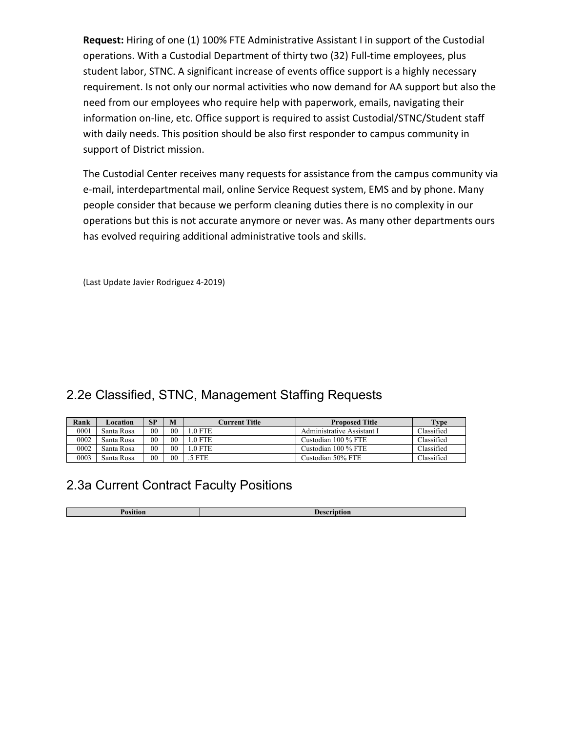**Request:** Hiring of one (1) 100% FTE Administrative Assistant I in support of the Custodial operations. With a Custodial Department of thirty two (32) Full-time employees, plus student labor, STNC. A significant increase of events office support is a highly necessary requirement. Is not only our normal activities who now demand for AA support but also the need from our employees who require help with paperwork, emails, navigating their information on-line, etc. Office support is required to assist Custodial/STNC/Student staff with daily needs. This position should be also first responder to campus community in support of District mission.

The Custodial Center receives many requests for assistance from the campus community via e-mail, interdepartmental mail, online Service Request system, EMS and by phone. Many people consider that because we perform cleaning duties there is no complexity in our operations but this is not accurate anymore or never was. As many other departments ours has evolved requiring additional administrative tools and skills.

(Last Update Javier Rodriguez 4-2019)

## 2.2e Classified, STNC, Management Staffing Requests

| Rank | Location | SP | M | Current Title | Proposed Title | Type |
|---|---|---|---|---|---|---|
| 0001 | Santa Rosa | 00 | 00 | 1.0 FTE | Administrative Assistant I | Classified |
| 0002 | Santa Rosa | 00 | 00 | 1.0 FTE | Custodian 100 % FTE | Classified |
| 0002 | Santa Rosa | 00 | 00 | 1.0 FTE | Custodian 100 % FTE | Classified |
| 0003 | Santa Rosa | 00 | 00 | .5 FTE | Custodian 50% FTE | Classified |

## 2.3a Current Contract Faculty Positions

| Position | Description |
|---|---|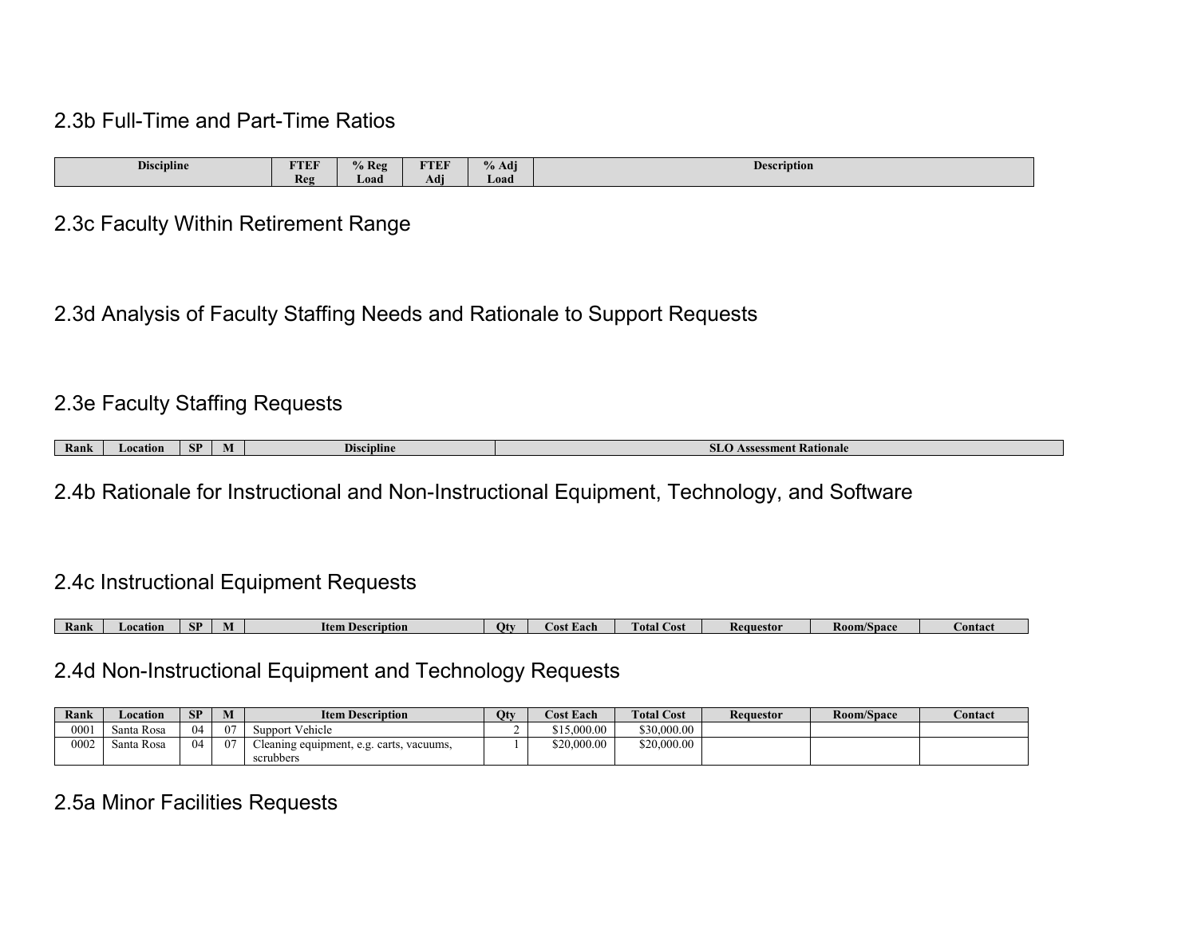## 2.3b Full-Time and Part-Time Ratios

| Discipline | FTEF Reg | % Reg Load | FTEF Adj | % Adj Load | Description |
| --- | --- | --- | --- | --- | --- |

## 2.3c Faculty Within Retirement Range

## 2.3d Analysis of Faculty Staffing Needs and Rationale to Support Requests

## 2.3e Faculty Staffing Requests

| Rank | Location | SP | M | Discipline | SLO Assessment Rationale |
| --- | --- | --- | --- | --- | --- |

## 2.4b Rationale for Instructional and Non-Instructional Equipment, Technology, and Software

## 2.4c Instructional Equipment Requests

| Rank | Location | SP | M | Item Description | Qty | Cost Each | Total Cost | Requestor | Room/Space | Contact |
| --- | --- | --- | --- | --- | --- | --- | --- | --- | --- | --- |

## 2.4d Non-Instructional Equipment and Technology Requests

| Rank | Location | SP | M | Item Description | Qty | Cost Each | Total Cost | Requestor | Room/Space | Contact |
| --- | --- | --- | --- | --- | --- | --- | --- | --- | --- | --- |
| 0001 | Santa Rosa | 04 | 07 | Support Vehicle | 2 | $15,000.00 | $30,000.00 | | | |
| 0002 | Santa Rosa | 04 | 07 | Cleaning equipment, e.g. carts, vacuums, scrubbers | 1 | $20,000.00 | $20,000.00 | | | |

## 2.5a Minor Facilities Requests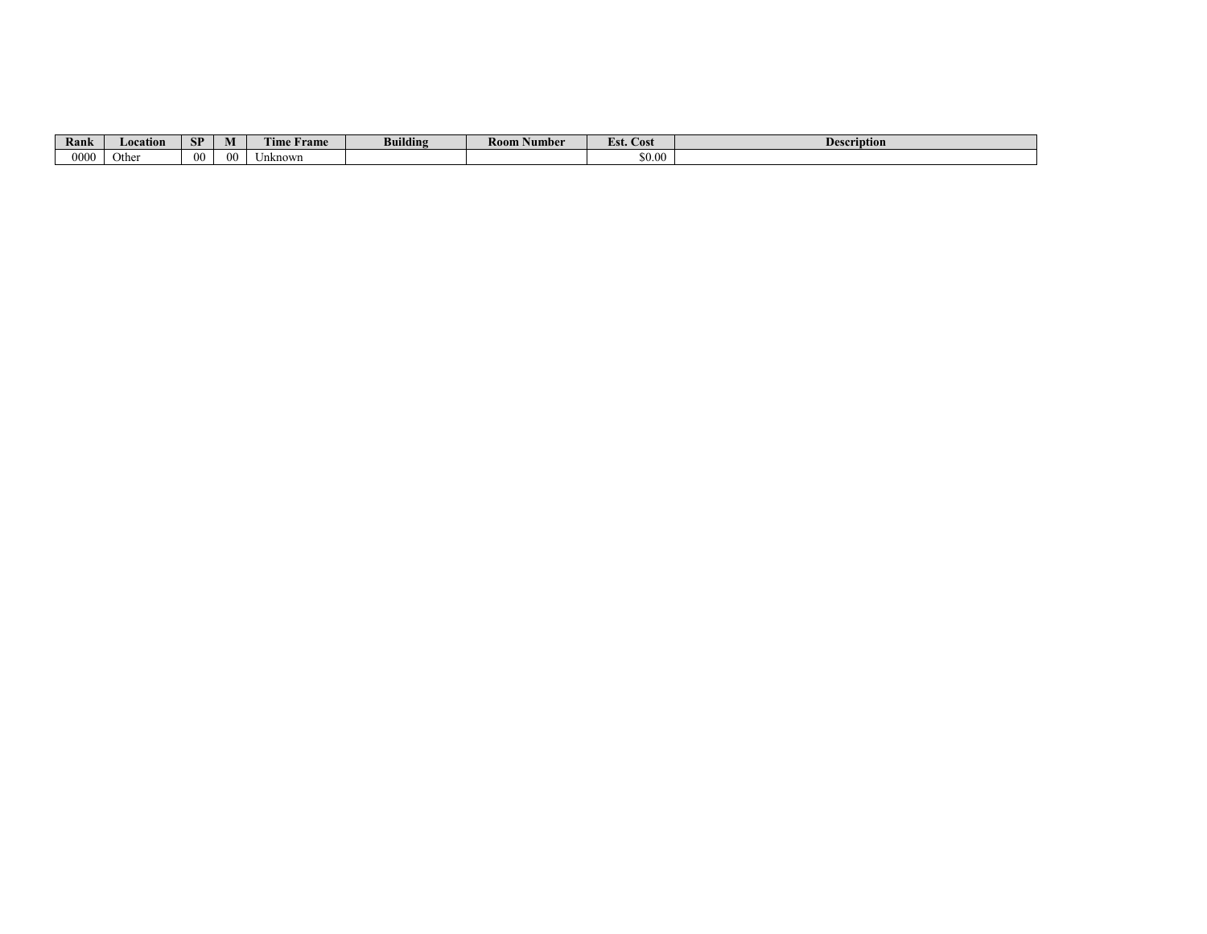| Rank | Location | SP | M | Time Frame | Building | Room Number | Est. Cost | Description |
| --- | --- | --- | --- | --- | --- | --- | --- | --- |
| 0000 | Other | 00 | 00 | Unknown | | | $0.00 | |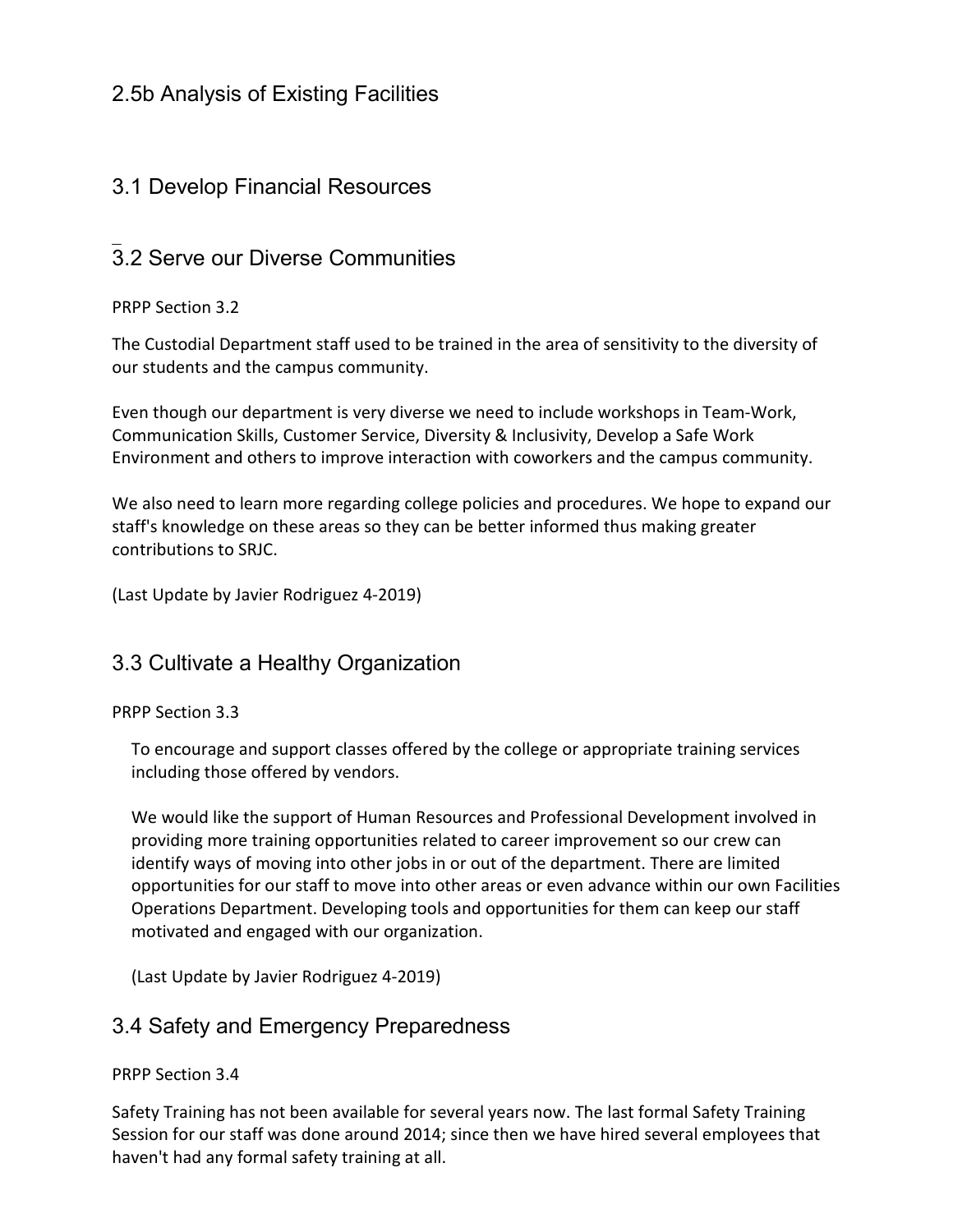## 2.5b Analysis of Existing Facilities

## 3.1 Develop Financial Resources

## 3.2 Serve our Diverse Communities

PRPP Section 3.2

The Custodial Department staff used to be trained in the area of sensitivity to the diversity of our students and the campus community.

Even though our department is very diverse we need to include workshops in Team-Work, Communication Skills, Customer Service, Diversity & Inclusivity, Develop a Safe Work Environment and others to improve interaction with coworkers and the campus community.

We also need to learn more regarding college policies and procedures. We hope to expand our staff's knowledge on these areas so they can be better informed thus making greater contributions to SRJC.

(Last Update by Javier Rodriguez 4-2019)

## 3.3 Cultivate a Healthy Organization

PRPP Section 3.3

To encourage and support classes offered by the college or appropriate training services including those offered by vendors.

We would like the support of Human Resources and Professional Development involved in providing more training opportunities related to career improvement so our crew can identify ways of moving into other jobs in or out of the department. There are limited opportunities for our staff to move into other areas or even advance within our own Facilities Operations Department. Developing tools and opportunities for them can keep our staff motivated and engaged with our organization.

(Last Update by Javier Rodriguez 4-2019)

## 3.4 Safety and Emergency Preparedness

PRPP Section 3.4

Safety Training has not been available for several years now. The last formal Safety Training Session for our staff was done around 2014; since then we have hired several employees that haven't had any formal safety training at all.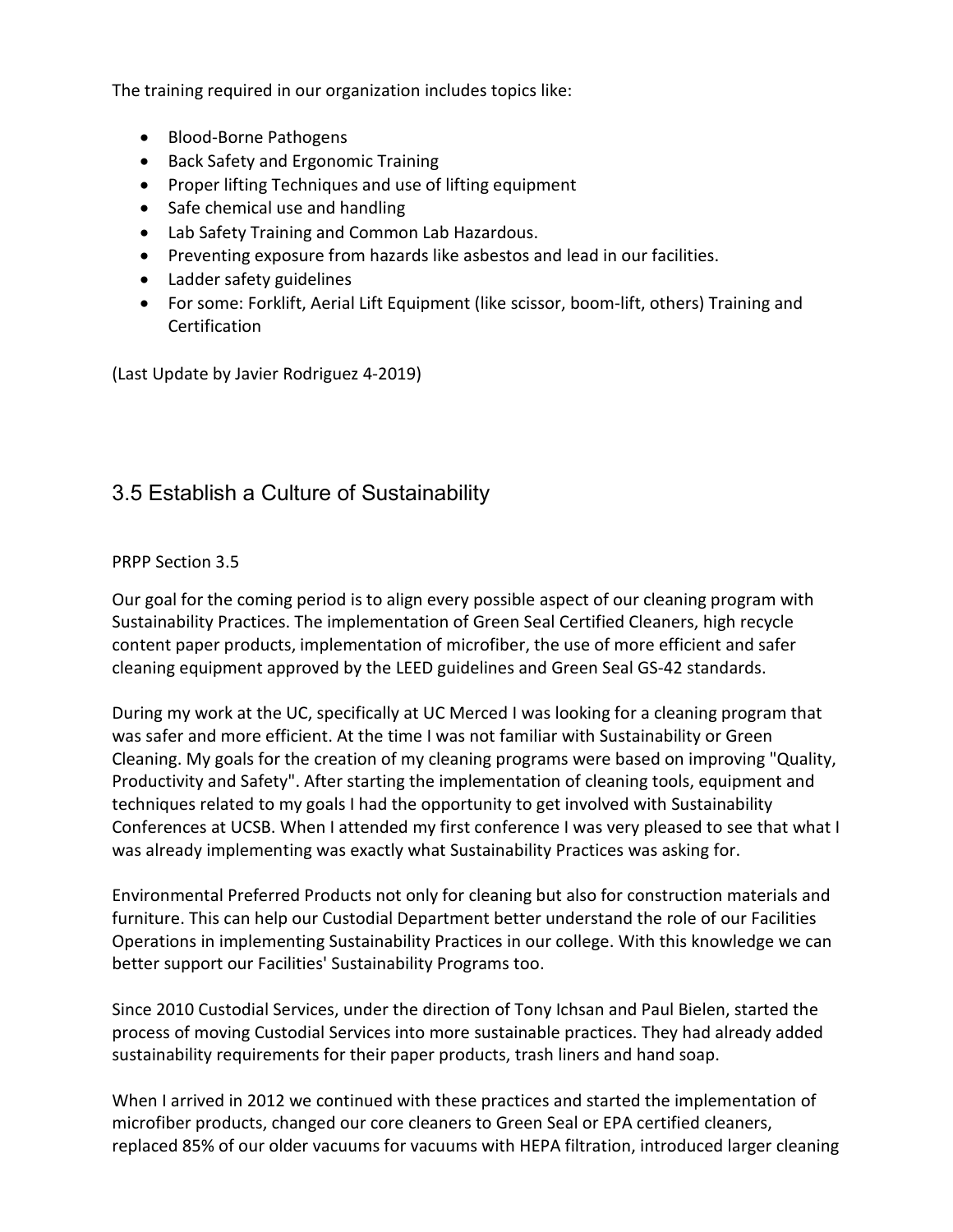The training required in our organization includes topics like:

- Blood-Borne Pathogens
- Back Safety and Ergonomic Training
- Proper lifting Techniques and use of lifting equipment
- Safe chemical use and handling
- Lab Safety Training and Common Lab Hazardous.
- Preventing exposure from hazards like asbestos and lead in our facilities.
- Ladder safety guidelines
- For some: Forklift, Aerial Lift Equipment (like scissor, boom-lift, others) Training and Certification

(Last Update by Javier Rodriguez 4-2019)

## 3.5 Establish a Culture of Sustainability

PRPP Section 3.5

Our goal for the coming period is to align every possible aspect of our cleaning program with Sustainability Practices. The implementation of Green Seal Certified Cleaners, high recycle content paper products, implementation of microfiber, the use of more efficient and safer cleaning equipment approved by the LEED guidelines and Green Seal GS-42 standards.

During my work at the UC, specifically at UC Merced I was looking for a cleaning program that was safer and more efficient. At the time I was not familiar with Sustainability or Green Cleaning. My goals for the creation of my cleaning programs were based on improving "Quality, Productivity and Safety". After starting the implementation of cleaning tools, equipment and techniques related to my goals I had the opportunity to get involved with Sustainability Conferences at UCSB. When I attended my first conference I was very pleased to see that what I was already implementing was exactly what Sustainability Practices was asking for.

Environmental Preferred Products not only for cleaning but also for construction materials and furniture. This can help our Custodial Department better understand the role of our Facilities Operations in implementing Sustainability Practices in our college. With this knowledge we can better support our Facilities' Sustainability Programs too.

Since 2010 Custodial Services, under the direction of Tony Ichsan and Paul Bielen, started the process of moving Custodial Services into more sustainable practices. They had already added sustainability requirements for their paper products, trash liners and hand soap.

When I arrived in 2012 we continued with these practices and started the implementation of microfiber products, changed our core cleaners to Green Seal or EPA certified cleaners, replaced 85% of our older vacuums for vacuums with HEPA filtration, introduced larger cleaning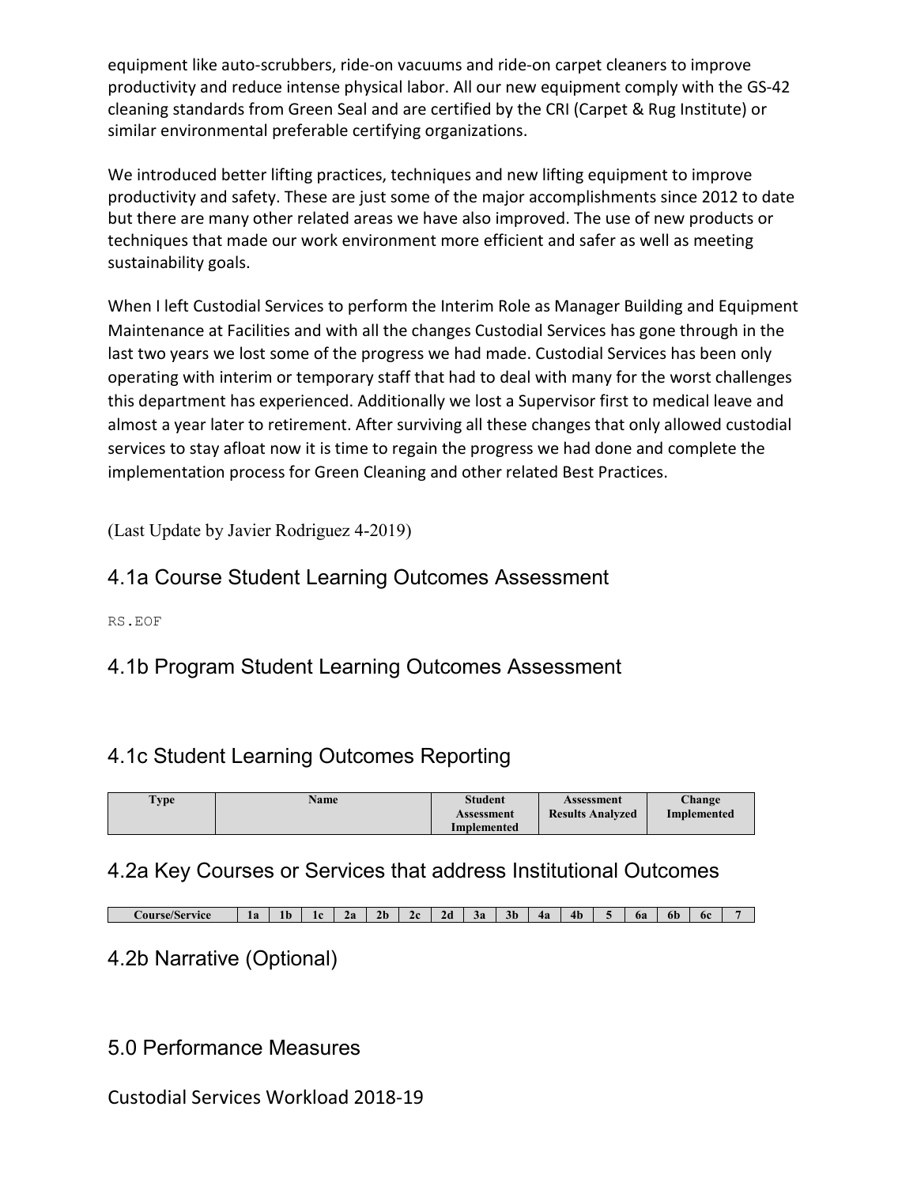equipment like auto-scrubbers, ride-on vacuums and ride-on carpet cleaners to improve productivity and reduce intense physical labor. All our new equipment comply with the GS-42 cleaning standards from Green Seal and are certified by the CRI (Carpet & Rug Institute) or similar environmental preferable certifying organizations.

We introduced better lifting practices, techniques and new lifting equipment to improve productivity and safety. These are just some of the major accomplishments since 2012 to date but there are many other related areas we have also improved. The use of new products or techniques that made our work environment more efficient and safer as well as meeting sustainability goals.

When I left Custodial Services to perform the Interim Role as Manager Building and Equipment Maintenance at Facilities and with all the changes Custodial Services has gone through in the last two years we lost some of the progress we had made. Custodial Services has been only operating with interim or temporary staff that had to deal with many for the worst challenges this department has experienced. Additionally we lost a Supervisor first to medical leave and almost a year later to retirement. After surviving all these changes that only allowed custodial services to stay afloat now it is time to regain the progress we had done and complete the implementation process for Green Cleaning and other related Best Practices.

(Last Update by Javier Rodriguez 4-2019)

## 4.1a Course Student Learning Outcomes Assessment

RS.EOF

## 4.1b Program Student Learning Outcomes Assessment

## 4.1c Student Learning Outcomes Reporting

| Type | Name | Student Assessment Implemented | Assessment Results Analyzed | Change Implemented |
|---|---|---|---|---|

## 4.2a Key Courses or Services that address Institutional Outcomes

| Course/Service | 1a | 1b | 1c | 2a | 2b | 2c | 2d | 3a | 3b | 4a | 4b | 5 | 6a | 6b | 6c | 7 |
|---|---|---|---|---|---|---|---|---|---|---|---|---|---|---|---|---|

## 4.2b Narrative (Optional)

## 5.0 Performance Measures

Custodial Services Workload 2018-19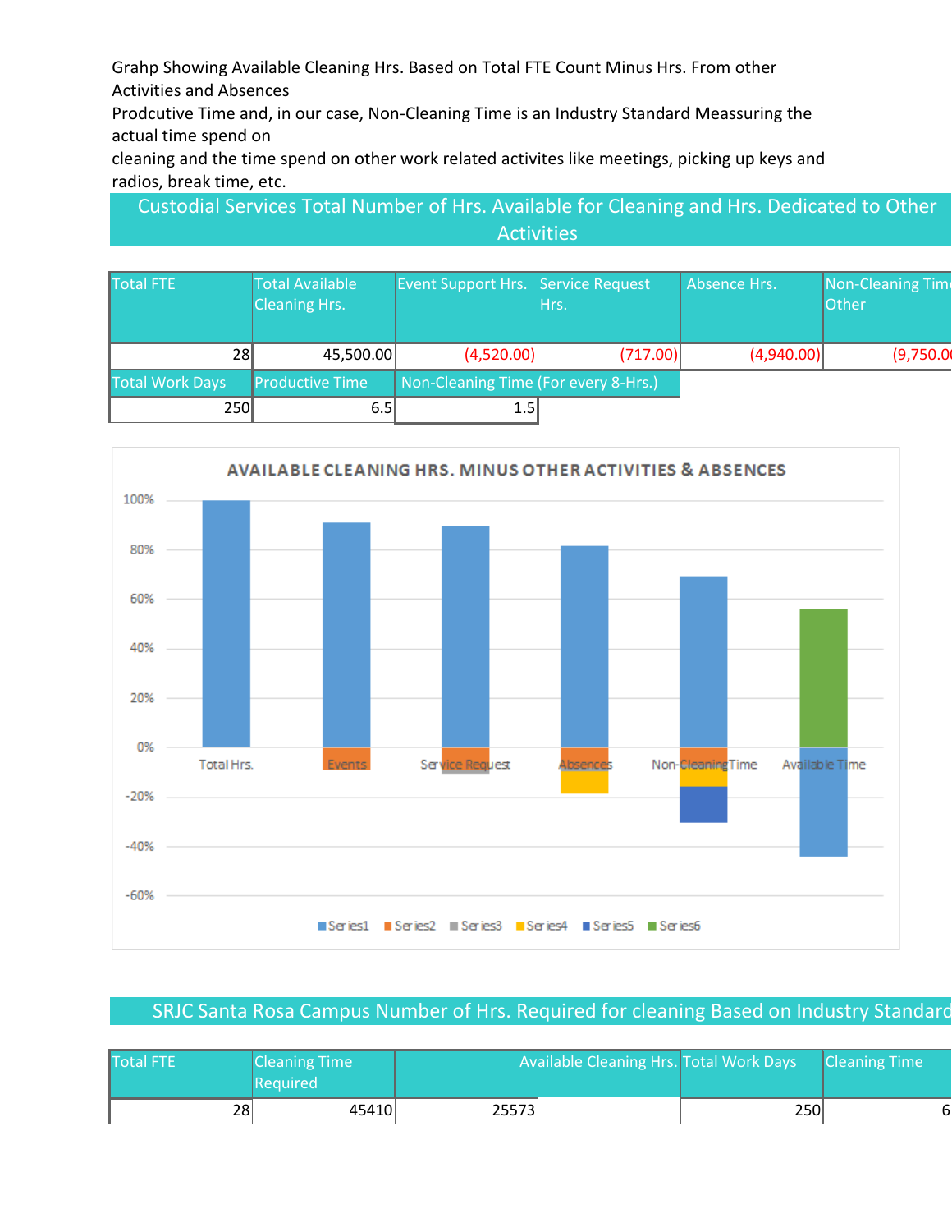Grahp Showing Available Cleaning Hrs. Based on Total FTE Count Minus Hrs. From other Activities and Absences
Prodcutive Time and, in our case, Non-Cleaning Time is an Industry Standard Meassuring the actual time spend on
cleaning and the time spend on other work related activites like meetings, picking up keys and radios, break time, etc.

## Custodial Services Total Number of Hrs. Available for Cleaning and Hrs. Dedicated to Other Activities

| Total FTE | Total Available Cleaning Hrs. | Event Support Hrs. | Service Request Hrs. | Absence Hrs. | Non-Cleaning Time Other |
|---|---|---|---|---|---|
| 28 | 45,500.00 | (4,520.00) | (717.00) | (4,940.00) | (9,750.00 |

| Total Work Days | Productive Time | Non-Cleaning Time (For every 8-Hrs.) |
|---|---|---|
| 250 | 6.5 | 1.5 |

**AVAILABLE CLEANING HRS. MINUS OTHER ACTIVITIES & ABSENCES**

(Chart: Total Hrs., Events, Service Request, Absences, Non-Cleaning Time, Available Time; y-axis 100% to -60%; legend: Series1, Series2, Series3, Series4, Series5, Series6)

## SRJC Santa Rosa Campus Number of Hrs. Required for cleaning Based on Industry Standard

| Total FTE | Cleaning Time Required | Available Cleaning Hrs. | | Total Work Days | Cleaning Time |
|---|---|---|---|---|---|
| 28 | 45410 | 25573 | | 250 | 6 |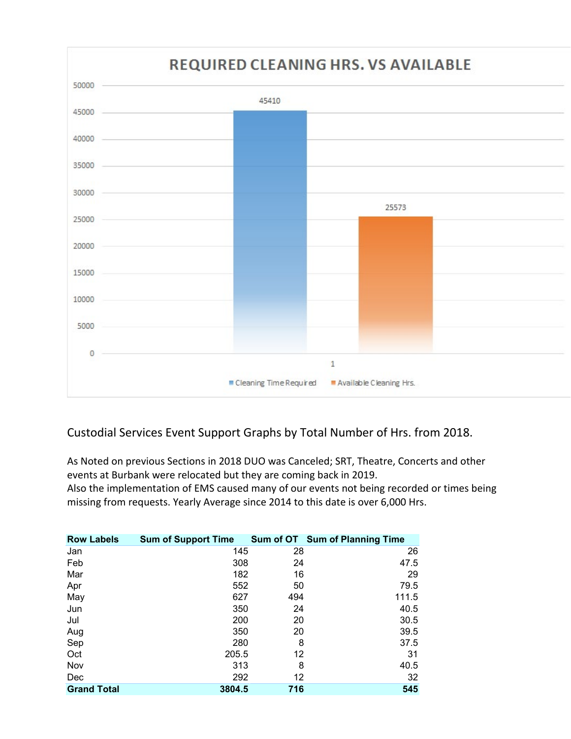REQUIRED CLEANING HRS. VS AVAILABLE

| | Cleaning Time Required | Available Cleaning Hrs. |
|---|---|---|
| 1 | 45410 | 25573 |

Custodial Services Event Support Graphs by Total Number of Hrs. from 2018.

As Noted on previous Sections in 2018 DUO was Canceled; SRT, Theatre, Concerts and other events at Burbank were relocated but they are coming back in 2019.
Also the implementation of EMS caused many of our events not being recorded or times being missing from requests. Yearly Average since 2014 to this date is over 6,000 Hrs.

| Row Labels | Sum of Support Time | Sum of OT | Sum of Planning Time |
|---|---|---|---|
| Jan | 145 | 28 | 26 |
| Feb | 308 | 24 | 47.5 |
| Mar | 182 | 16 | 29 |
| Apr | 552 | 50 | 79.5 |
| May | 627 | 494 | 111.5 |
| Jun | 350 | 24 | 40.5 |
| Jul | 200 | 20 | 30.5 |
| Aug | 350 | 20 | 39.5 |
| Sep | 280 | 8 | 37.5 |
| Oct | 205.5 | 12 | 31 |
| Nov | 313 | 8 | 40.5 |
| Dec | 292 | 12 | 32 |
| **Grand Total** | **3804.5** | **716** | **545** |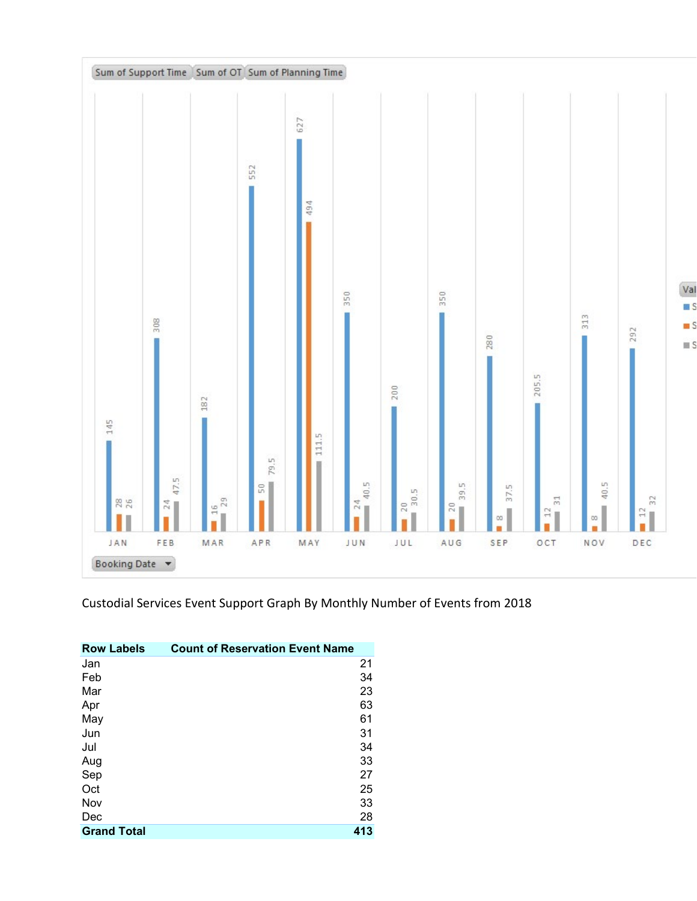Custodial Services Event Support Graph By Monthly Number of Events from 2018

| Row Labels | Count of Reservation Event Name |
|---|---|
| Jan | 21 |
| Feb | 34 |
| Mar | 23 |
| Apr | 63 |
| May | 61 |
| Jun | 31 |
| Jul | 34 |
| Aug | 33 |
| Sep | 27 |
| Oct | 25 |
| Nov | 33 |
| Dec | 28 |
| **Grand Total** | **413** |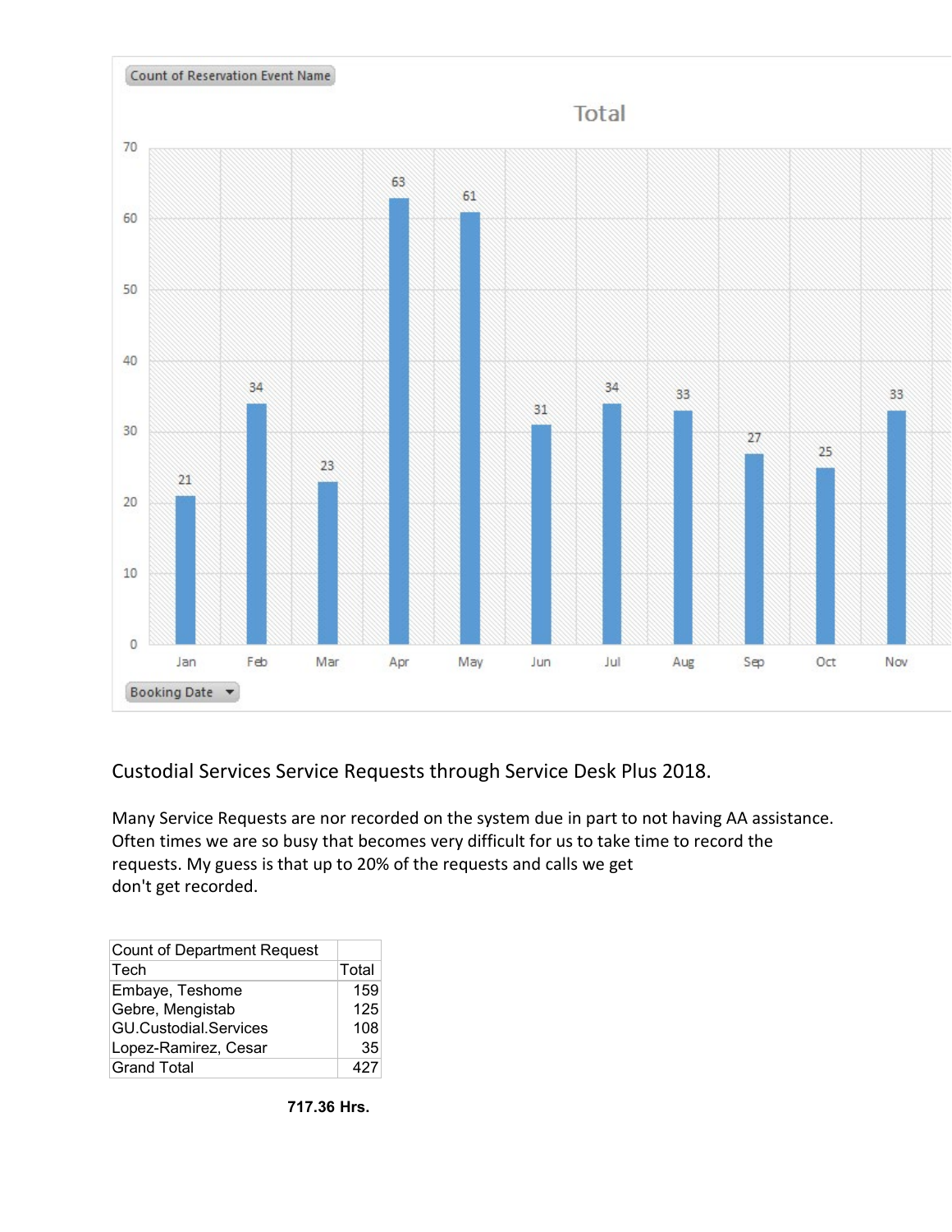Count of Reservation Event Name

Total

| Booking Date | Total |
|---|---|
| Jan | 21 |
| Feb | 34 |
| Mar | 23 |
| Apr | 63 |
| May | 61 |
| Jun | 31 |
| Jul | 34 |
| Aug | 33 |
| Sep | 27 |
| Oct | 25 |
| Nov | 33 |

Custodial Services Service Requests through Service Desk Plus 2018.

Many Service Requests are nor recorded on the system due in part to not having AA assistance. Often times we are so busy that becomes very difficult for us to take time to record the requests. My guess is that up to 20% of the requests and calls we get don't get recorded.

| Count of Department Request | |
|---|---|
| Tech | Total |
| Embaye, Teshome | 159 |
| Gebre, Mengistab | 125 |
| GU.Custodial.Services | 108 |
| Lopez-Ramirez, Cesar | 35 |
| Grand Total | 427 |

**717.36 Hrs.**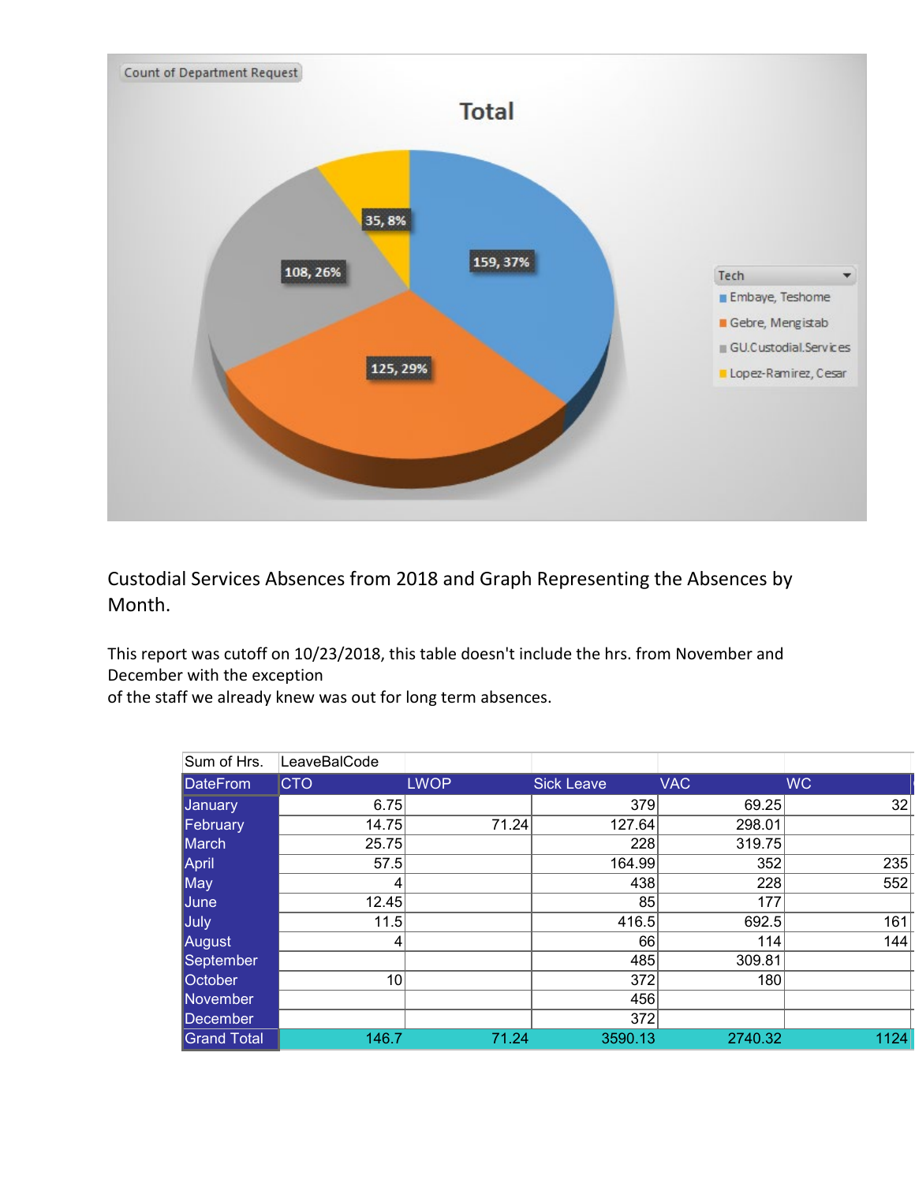Custodial Services Absences from 2018 and Graph Representing the Absences by Month.

This report was cutoff on 10/23/2018, this table doesn't include the hrs. from November and December with the exception of the staff we already knew was out for long term absences.

| Sum of Hrs. | LeaveBalCode | | | | |
|---|---|---|---|---|---|
| DateFrom | CTO | LWOP | Sick Leave | VAC | WC |
| January | 6.75 | | 379 | 69.25 | 32 |
| February | 14.75 | 71.24 | 127.64 | 298.01 | |
| March | 25.75 | | 228 | 319.75 | |
| April | 57.5 | | 164.99 | 352 | 235 |
| May | 4 | | 438 | 228 | 552 |
| June | 12.45 | | 85 | 177 | |
| July | 11.5 | | 416.5 | 692.5 | 161 |
| August | 4 | | 66 | 114 | 144 |
| September | | | 485 | 309.81 | |
| October | 10 | | 372 | 180 | |
| November | | | 456 | | |
| December | | | 372 | | |
| Grand Total | 146.7 | 71.24 | 3590.13 | 2740.32 | 1124 |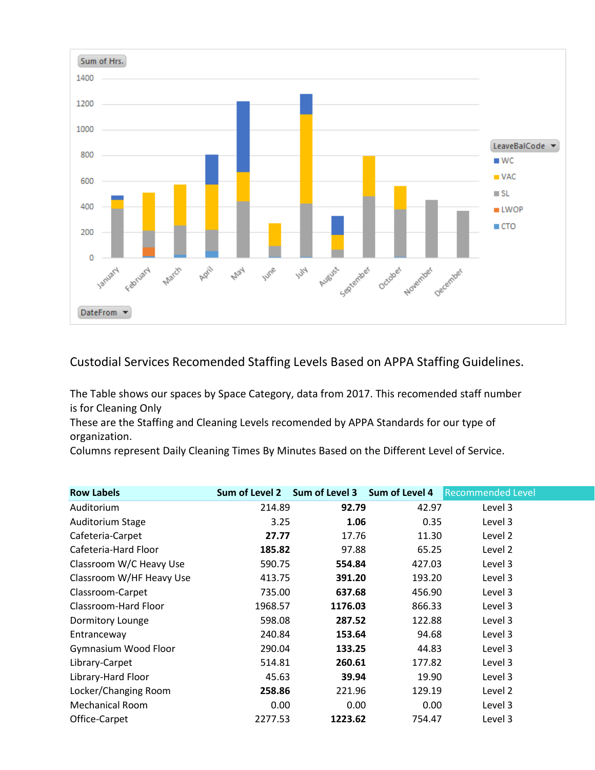Sum of Hrs.

LeaveBalCode: WC, VAC, SL, LWOP, CTO

DateFrom

Custodial Services Recomended Staffing Levels Based on APPA Staffing Guidelines.

The Table shows our spaces by Space Category, data from 2017. This recomended staff number is for Cleaning Only
These are the Staffing and Cleaning Levels recomended by APPA Standards for our type of organization.
Columns represent Daily Cleaning Times By Minutes Based on the Different Level of Service.

| Row Labels | Sum of Level 2 | Sum of Level 3 | Sum of Level 4 | Recommended Level |
|---|---|---|---|---|
| Auditorium | 214.89 | **92.79** | 42.97 | Level 3 |
| Auditorium Stage | 3.25 | **1.06** | 0.35 | Level 3 |
| Cafeteria-Carpet | **27.77** | 17.76 | 11.30 | Level 2 |
| Cafeteria-Hard Floor | **185.82** | 97.88 | 65.25 | Level 2 |
| Classroom W/C Heavy Use | 590.75 | **554.84** | 427.03 | Level 3 |
| Classroom W/HF Heavy Use | 413.75 | **391.20** | 193.20 | Level 3 |
| Classroom-Carpet | 735.00 | **637.68** | 456.90 | Level 3 |
| Classroom-Hard Floor | 1968.57 | **1176.03** | 866.33 | Level 3 |
| Dormitory Lounge | 598.08 | **287.52** | 122.88 | Level 3 |
| Entranceway | 240.84 | **153.64** | 94.68 | Level 3 |
| Gymnasium Wood Floor | 290.04 | **133.25** | 44.83 | Level 3 |
| Library-Carpet | 514.81 | **260.61** | 177.82 | Level 3 |
| Library-Hard Floor | 45.63 | **39.94** | 19.90 | Level 3 |
| Locker/Changing Room | **258.86** | 221.96 | 129.19 | Level 2 |
| Mechanical Room | 0.00 | 0.00 | 0.00 | Level 3 |
| Office-Carpet | 2277.53 | **1223.62** | 754.47 | Level 3 |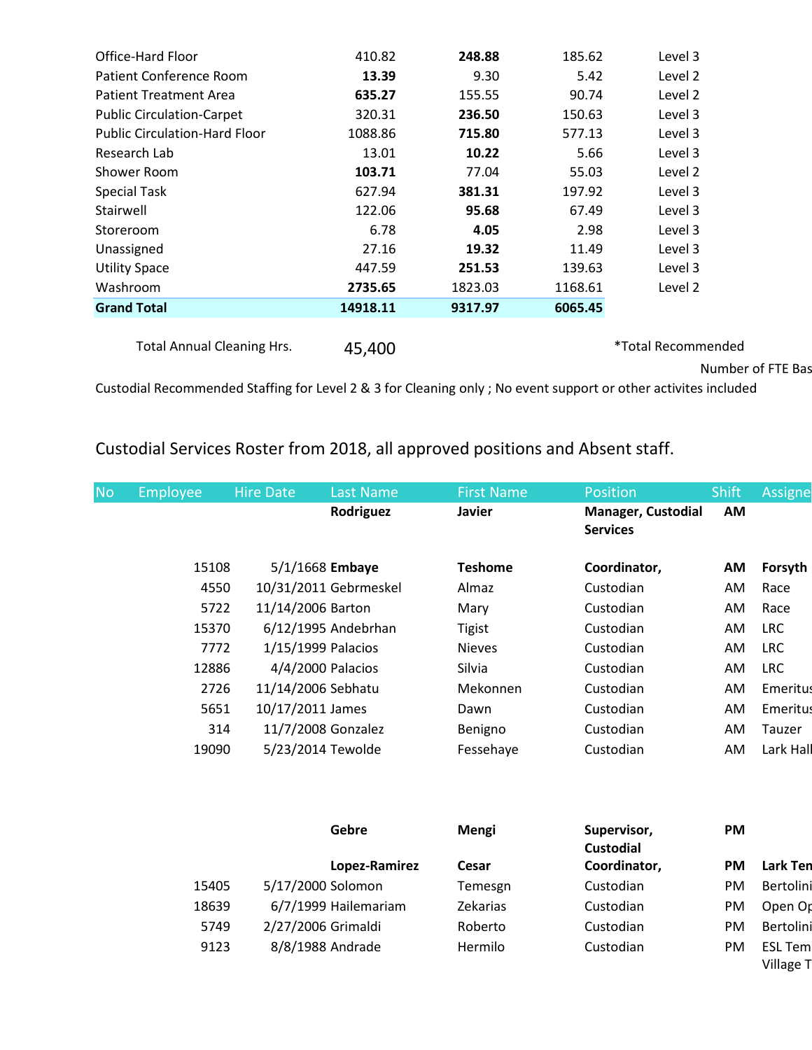| | | | | |
|---|---|---|---|---|
| Office-Hard Floor | 410.82 | **248.88** | 185.62 | Level 3 |
| Patient Conference Room | **13.39** | 9.30 | 5.42 | Level 2 |
| Patient Treatment Area | **635.27** | 155.55 | 90.74 | Level 2 |
| Public Circulation-Carpet | 320.31 | **236.50** | 150.63 | Level 3 |
| Public Circulation-Hard Floor | 1088.86 | **715.80** | 577.13 | Level 3 |
| Research Lab | 13.01 | **10.22** | 5.66 | Level 3 |
| Shower Room | **103.71** | 77.04 | 55.03 | Level 2 |
| Special Task | 627.94 | **381.31** | 197.92 | Level 3 |
| Stairwell | 122.06 | **95.68** | 67.49 | Level 3 |
| Storeroom | 6.78 | **4.05** | 2.98 | Level 3 |
| Unassigned | 27.16 | **19.32** | 11.49 | Level 3 |
| Utility Space | 447.59 | **251.53** | 139.63 | Level 3 |
| Washroom | **2735.65** | 1823.03 | 1168.61 | Level 2 |
| **Grand Total** | **14918.11** | **9317.97** | **6065.45** | |

Total Annual Cleaning Hrs. 45,400

*Total Recommended

Number of FTE Bas

Custodial Recommended Staffing for Level 2 & 3 for Cleaning only ; No event support or other activites included

## Custodial Services Roster from 2018, all approved positions and Absent staff.

| No | Employee | Hire Date | Last Name | First Name | Position | Shift | Assigne |
|---|---|---|---|---|---|---|---|
| | | | **Rodriguez** | **Javier** | **Manager, Custodial Services** | **AM** | |
| | 15108 | 5/1/1668 | **Embaye** | **Teshome** | **Coordinator,** | **AM** | **Forsyth** |
| | 4550 | 10/31/2011 | Gebrmeskel | Almaz | Custodian | AM | Race |
| | 5722 | 11/14/2006 | Barton | Mary | Custodian | AM | Race |
| | 15370 | 6/12/1995 | Andebrhan | Tigist | Custodian | AM | LRC |
| | 7772 | 1/15/1999 | Palacios | Nieves | Custodian | AM | LRC |
| | 12886 | 4/4/2000 | Palacios | Silvia | Custodian | AM | LRC |
| | 2726 | 11/14/2006 | Sebhatu | Mekonnen | Custodian | AM | Emeritus |
| | 5651 | 10/17/2011 | James | Dawn | Custodian | AM | Emeritus |
| | 314 | 11/7/2008 | Gonzalez | Benigno | Custodian | AM | Tauzer |
| | 19090 | 5/23/2014 | Tewolde | Fessehaye | Custodian | AM | Lark Hall |
| | | | **Gebre** | **Mengi** | **Supervisor, Custodial** | **PM** | |
| | | | **Lopez-Ramirez** | **Cesar** | **Coordinator,** | **PM** | **Lark Ten** |
| | 15405 | 5/17/2000 | Solomon | Temesgn | Custodian | PM | Bertolini |
| | 18639 | 6/7/1999 | Hailemariam | Zekarias | Custodian | PM | Open Op |
| | 5749 | 2/27/2006 | Grimaldi | Roberto | Custodian | PM | Bertolini |
| | 9123 | 8/8/1988 | Andrade | Hermilo | Custodian | PM | ESL Tem Village T |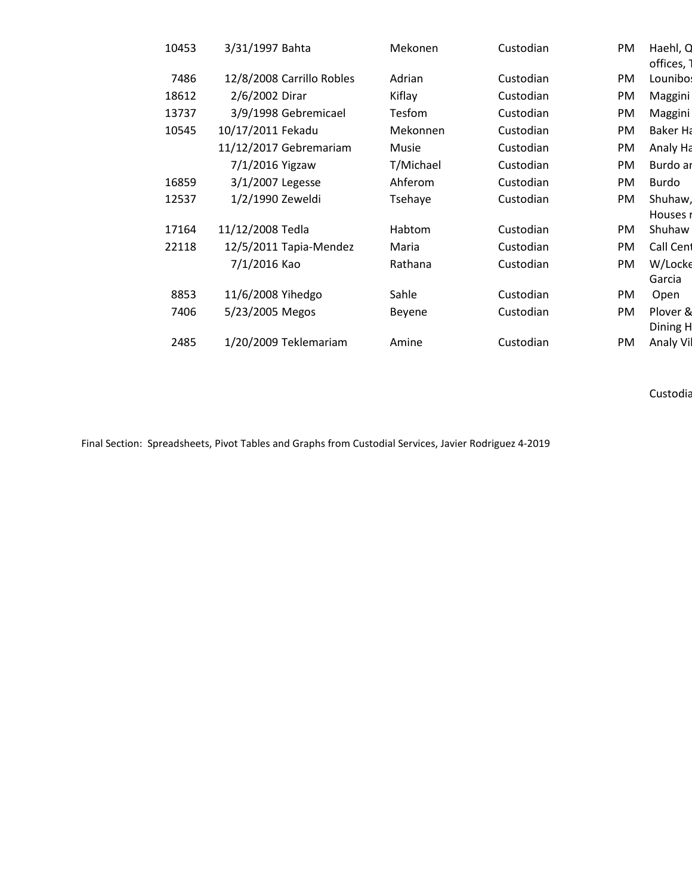| | | | | | | |
|---|---|---|---|---|---|---|
| 10453 | 3/31/1997 | Bahta | Mekonen | Custodian | PM | Haehl, Q offices, T |
| 7486 | 12/8/2008 | Carrillo Robles | Adrian | Custodian | PM | Lounibos |
| 18612 | 2/6/2002 | Dirar | Kiflay | Custodian | PM | Maggini |
| 13737 | 3/9/1998 | Gebremicael | Tesfom | Custodian | PM | Maggini |
| 10545 | 10/17/2011 | Fekadu | Mekonnen | Custodian | PM | Baker Ha |
| | 11/12/2017 | Gebremariam | Musie | Custodian | PM | Analy Ha |
| | 7/1/2016 | Yigzaw | T/Michael | Custodian | PM | Burdo ar |
| 16859 | 3/1/2007 | Legesse | Ahferom | Custodian | PM | Burdo |
| 12537 | 1/2/1990 | Zeweldi | Tsehaye | Custodian | PM | Shuhaw, Houses r |
| 17164 | 11/12/2008 | Tedla | Habtom | Custodian | PM | Shuhaw |
| 22118 | 12/5/2011 | Tapia-Mendez | Maria | Custodian | PM | Call Cent |
| | 7/1/2016 | Kao | Rathana | Custodian | PM | W/Locke Garcia |
| 8853 | 11/6/2008 | Yihedgo | Sahle | Custodian | PM | Open |
| 7406 | 5/23/2005 | Megos | Beyene | Custodian | PM | Plover & Dining H |
| 2485 | 1/20/2009 | Teklemariam | Amine | Custodian | PM | Analy Vil |

Custodia

Final Section: Spreadsheets, Pivot Tables and Graphs from Custodial Services, Javier Rodriguez 4-2019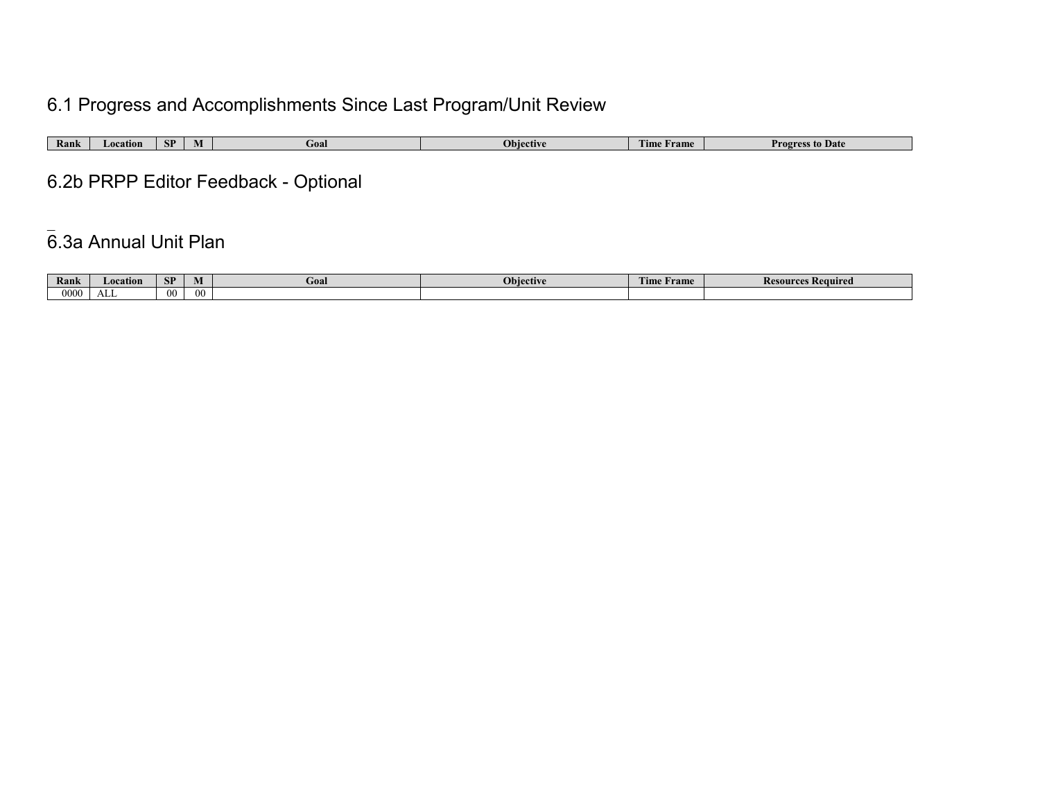## 6.1 Progress and Accomplishments Since Last Program/Unit Review

| Rank | Location | SP | M | Goal | Objective | Time Frame | Progress to Date |
|---|---|---|---|---|---|---|---|

## 6.2b PRPP Editor Feedback - Optional

## 6.3a Annual Unit Plan

| Rank | Location | SP | M | Goal | Objective | Time Frame | Resources Required |
|---|---|---|---|---|---|---|---|
| 0000 | ALL | 00 | 00 | | | | |